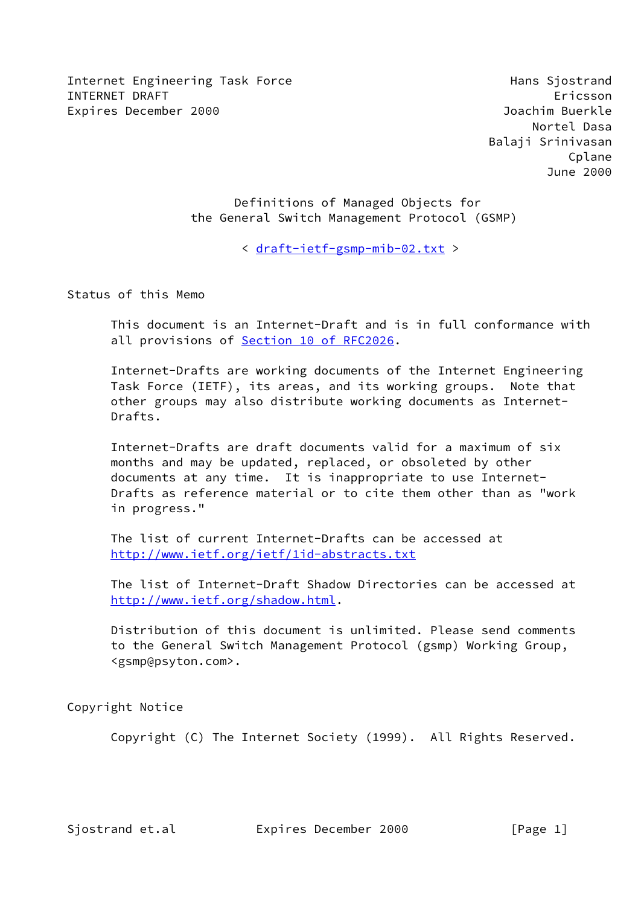Internet Engineering Task Force                              Hans Sjostrand
INTERNET DRAFT                                                      Ericsson
Expires December 2000                                       Joachim Buerkle
                                                                Nortel Dasa
                                                          Balaji Srinivasan
                                                                     Cplane
                                                                  June 2000

# Definitions of Managed Objects for the General Switch Management Protocol (GSMP)

< draft-ietf-gsmp-mib-02.txt >

## Status of this Memo

This document is an Internet-Draft and is in full conformance with all provisions of Section 10 of RFC2026.

Internet-Drafts are working documents of the Internet Engineering Task Force (IETF), its areas, and its working groups. Note that other groups may also distribute working documents as Internet-Drafts.

Internet-Drafts are draft documents valid for a maximum of six months and may be updated, replaced, or obsoleted by other documents at any time. It is inappropriate to use Internet-Drafts as reference material or to cite them other than as "work in progress."

The list of current Internet-Drafts can be accessed at http://www.ietf.org/ietf/1id-abstracts.txt

The list of Internet-Draft Shadow Directories can be accessed at http://www.ietf.org/shadow.html.

Distribution of this document is unlimited. Please send comments to the General Switch Management Protocol (gsmp) Working Group, <gsmp@psyton.com>.

## Copyright Notice

Copyright (C) The Internet Society (1999). All Rights Reserved.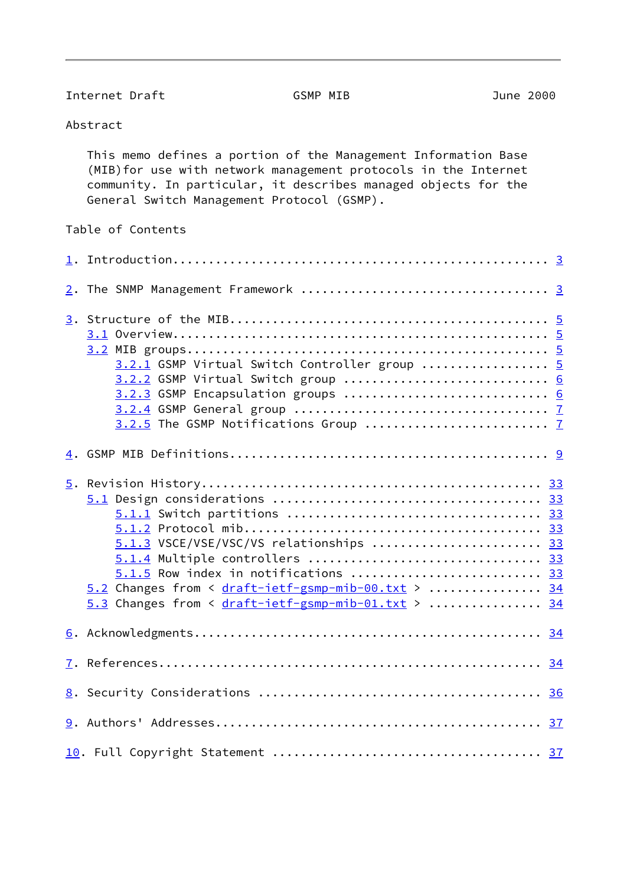Abstract

This memo defines a portion of the Management Information Base (MIB)for use with network management protocols in the Internet community. In particular, it describes managed objects for the General Switch Management Protocol (GSMP).

Table of Contents

1. Introduction .................................................. 3

2. The SNMP Management Framework ................................. 3

3. Structure of the MIB .......................................... 5
   - 3.1 Overview .................................................. 5
   - 3.2 MIB groups ................................................ 5
     - 3.2.1 GSMP Virtual Switch Controller group .................. 5
     - 3.2.2 GSMP Virtual Switch group ............................. 6
     - 3.2.3 GSMP Encapsulation groups ............................. 6
     - 3.2.4 GSMP General group .................................... 7
     - 3.2.5 The GSMP Notifications Group .......................... 7

4. GSMP MIB Definitions .......................................... 9

5. Revision History .............................................. 33
   - 5.1 Design considerations ..................................... 33
     - 5.1.1 Switch partitions ..................................... 33
     - 5.1.2 Protocol mib .......................................... 33
     - 5.1.3 VSCE/VSE/VSC/VS relationships ......................... 33
     - 5.1.4 Multiple controllers .................................. 33
     - 5.1.5 Row index in notifications ............................ 33
   - 5.2 Changes from < draft-ietf-gsmp-mib-00.txt > ............... 34
   - 5.3 Changes from < draft-ietf-gsmp-mib-01.txt > ............... 34

6. Acknowledgments ............................................... 34

7. References .................................................... 34

8. Security Considerations ....................................... 36

9. Authors' Addresses ............................................ 37

10. Full Copyright Statement ..................................... 37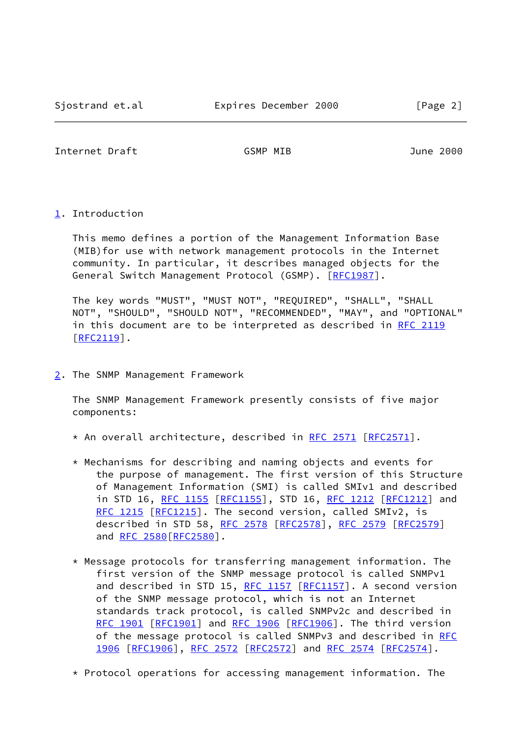## 1. Introduction

This memo defines a portion of the Management Information Base (MIB)for use with network management protocols in the Internet community. In particular, it describes managed objects for the General Switch Management Protocol (GSMP). [RFC1987].

The key words "MUST", "MUST NOT", "REQUIRED", "SHALL", "SHALL NOT", "SHOULD", "SHOULD NOT", "RECOMMENDED", "MAY", and "OPTIONAL" in this document are to be interpreted as described in RFC 2119 [RFC2119].

## 2. The SNMP Management Framework

The SNMP Management Framework presently consists of five major components:

* An overall architecture, described in RFC 2571 [RFC2571].

* Mechanisms for describing and naming objects and events for the purpose of management. The first version of this Structure of Management Information (SMI) is called SMIv1 and described in STD 16, RFC 1155 [RFC1155], STD 16, RFC 1212 [RFC1212] and RFC 1215 [RFC1215]. The second version, called SMIv2, is described in STD 58, RFC 2578 [RFC2578], RFC 2579 [RFC2579] and RFC 2580[RFC2580].

* Message protocols for transferring management information. The first version of the SNMP message protocol is called SNMPv1 and described in STD 15, RFC 1157 [RFC1157]. A second version of the SNMP message protocol, which is not an Internet standards track protocol, is called SNMPv2c and described in RFC 1901 [RFC1901] and RFC 1906 [RFC1906]. The third version of the message protocol is called SNMPv3 and described in RFC 1906 [RFC1906], RFC 2572 [RFC2572] and RFC 2574 [RFC2574].

* Protocol operations for accessing management information. The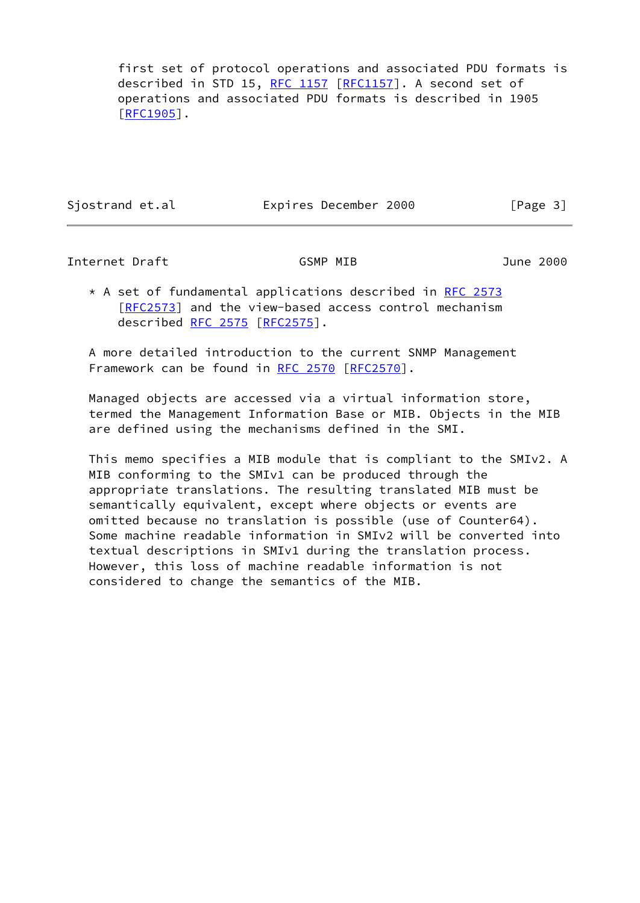first set of protocol operations and associated PDU formats is described in STD 15, RFC 1157 [RFC1157]. A second set of operations and associated PDU formats is described in 1905 [RFC1905].

* A set of fundamental applications described in RFC 2573 [RFC2573] and the view-based access control mechanism described RFC 2575 [RFC2575].

A more detailed introduction to the current SNMP Management Framework can be found in RFC 2570 [RFC2570].

Managed objects are accessed via a virtual information store, termed the Management Information Base or MIB. Objects in the MIB are defined using the mechanisms defined in the SMI.

This memo specifies a MIB module that is compliant to the SMIv2. A MIB conforming to the SMIv1 can be produced through the appropriate translations. The resulting translated MIB must be semantically equivalent, except where objects or events are omitted because no translation is possible (use of Counter64). Some machine readable information in SMIv2 will be converted into textual descriptions in SMIv1 during the translation process. However, this loss of machine readable information is not considered to change the semantics of the MIB.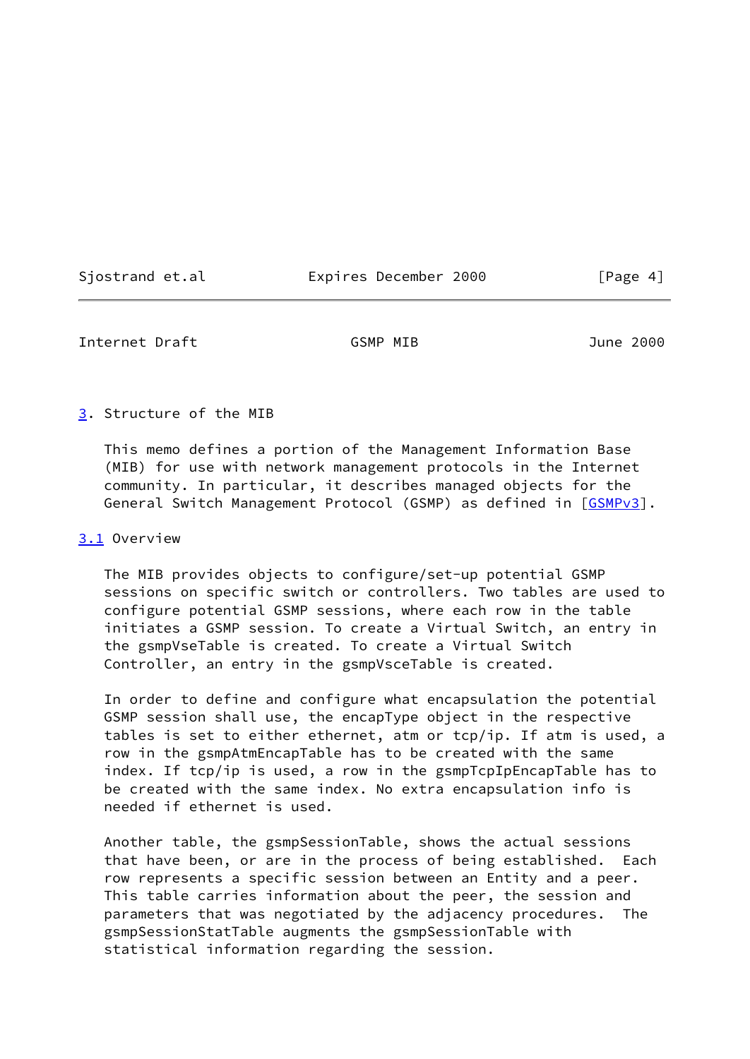## 3. Structure of the MIB

This memo defines a portion of the Management Information Base (MIB) for use with network management protocols in the Internet community. In particular, it describes managed objects for the General Switch Management Protocol (GSMP) as defined in [GSMPv3].

### 3.1 Overview

The MIB provides objects to configure/set-up potential GSMP sessions on specific switch or controllers. Two tables are used to configure potential GSMP sessions, where each row in the table initiates a GSMP session. To create a Virtual Switch, an entry in the gsmpVseTable is created. To create a Virtual Switch Controller, an entry in the gsmpVsceTable is created.

In order to define and configure what encapsulation the potential GSMP session shall use, the encapType object in the respective tables is set to either ethernet, atm or tcp/ip. If atm is used, a row in the gsmpAtmEncapTable has to be created with the same index. If tcp/ip is used, a row in the gsmpTcpIpEncapTable has to be created with the same index. No extra encapsulation info is needed if ethernet is used.

Another table, the gsmpSessionTable, shows the actual sessions that have been, or are in the process of being established. Each row represents a specific session between an Entity and a peer. This table carries information about the peer, the session and parameters that was negotiated by the adjacency procedures. The gsmpSessionStatTable augments the gsmpSessionTable with statistical information regarding the session.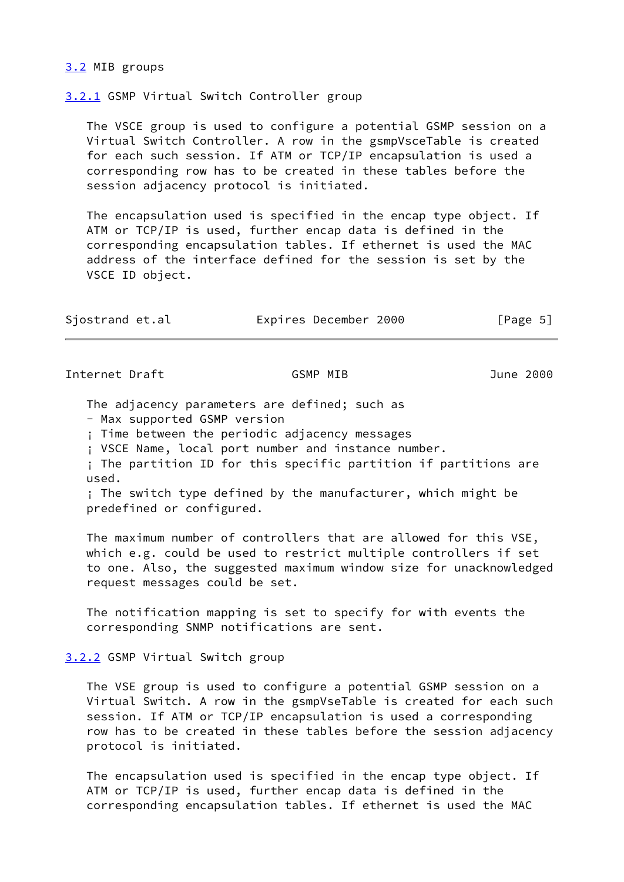### 3.2 MIB groups

#### 3.2.1 GSMP Virtual Switch Controller group

The VSCE group is used to configure a potential GSMP session on a Virtual Switch Controller. A row in the gsmpVsceTable is created for each such session. If ATM or TCP/IP encapsulation is used a corresponding row has to be created in these tables before the session adjacency protocol is initiated.

The encapsulation used is specified in the encap type object. If ATM or TCP/IP is used, further encap data is defined in the corresponding encapsulation tables. If ethernet is used the MAC address of the interface defined for the session is set by the VSCE ID object.

The adjacency parameters are defined; such as

- Max supported GSMP version

¡ Time between the periodic adjacency messages

¡ VSCE Name, local port number and instance number.

¡ The partition ID for this specific partition if partitions are used.

¡ The switch type defined by the manufacturer, which might be predefined or configured.

The maximum number of controllers that are allowed for this VSE, which e.g. could be used to restrict multiple controllers if set to one. Also, the suggested maximum window size for unacknowledged request messages could be set.

The notification mapping is set to specify for with events the corresponding SNMP notifications are sent.

#### 3.2.2 GSMP Virtual Switch group

The VSE group is used to configure a potential GSMP session on a Virtual Switch. A row in the gsmpVseTable is created for each such session. If ATM or TCP/IP encapsulation is used a corresponding row has to be created in these tables before the session adjacency protocol is initiated.

The encapsulation used is specified in the encap type object. If ATM or TCP/IP is used, further encap data is defined in the corresponding encapsulation tables. If ethernet is used the MAC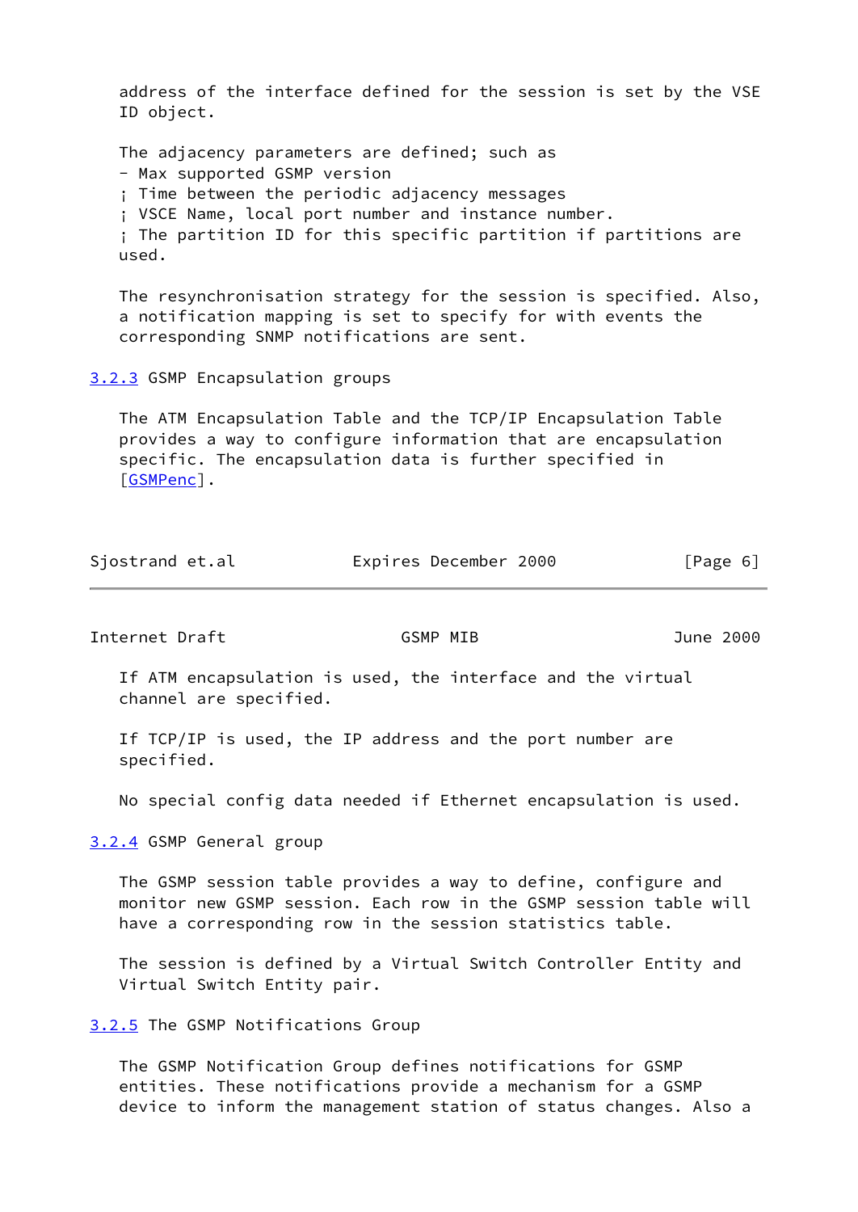address of the interface defined for the session is set by the VSE ID object.

The adjacency parameters are defined; such as
- Max supported GSMP version
¡ Time between the periodic adjacency messages
¡ VSCE Name, local port number and instance number.
¡ The partition ID for this specific partition if partitions are used.

The resynchronisation strategy for the session is specified. Also, a notification mapping is set to specify for with events the corresponding SNMP notifications are sent.

### 3.2.3 GSMP Encapsulation groups

The ATM Encapsulation Table and the TCP/IP Encapsulation Table provides a way to configure information that are encapsulation specific. The encapsulation data is further specified in [GSMPenc].

If ATM encapsulation is used, the interface and the virtual channel are specified.

If TCP/IP is used, the IP address and the port number are specified.

No special config data needed if Ethernet encapsulation is used.

### 3.2.4 GSMP General group

The GSMP session table provides a way to define, configure and monitor new GSMP session. Each row in the GSMP session table will have a corresponding row in the session statistics table.

The session is defined by a Virtual Switch Controller Entity and Virtual Switch Entity pair.

### 3.2.5 The GSMP Notifications Group

The GSMP Notification Group defines notifications for GSMP entities. These notifications provide a mechanism for a GSMP device to inform the management station of status changes. Also a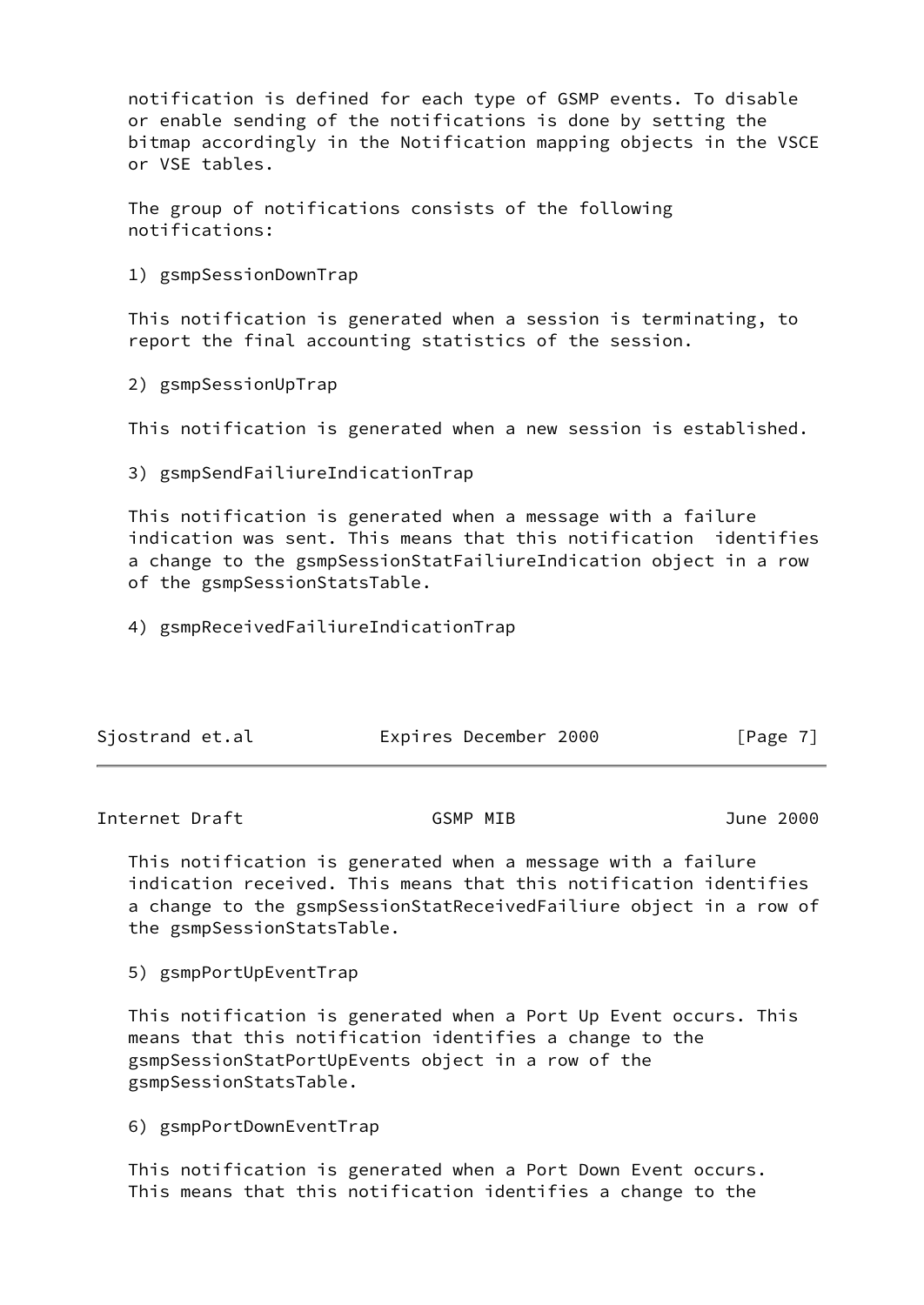notification is defined for each type of GSMP events. To disable or enable sending of the notifications is done by setting the bitmap accordingly in the Notification mapping objects in the VSCE or VSE tables.

The group of notifications consists of the following notifications:

1) gsmpSessionDownTrap

This notification is generated when a session is terminating, to report the final accounting statistics of the session.

2) gsmpSessionUpTrap

This notification is generated when a new session is established.

3) gsmpSendFailiureIndicationTrap

This notification is generated when a message with a failure indication was sent. This means that this notification identifies a change to the gsmpSessionStatFailiureIndication object in a row of the gsmpSessionStatsTable.

4) gsmpReceivedFailiureIndicationTrap

This notification is generated when a message with a failure indication received. This means that this notification identifies a change to the gsmpSessionStatReceivedFailiure object in a row of the gsmpSessionStatsTable.

5) gsmpPortUpEventTrap

This notification is generated when a Port Up Event occurs. This means that this notification identifies a change to the gsmpSessionStatPortUpEvents object in a row of the gsmpSessionStatsTable.

6) gsmpPortDownEventTrap

This notification is generated when a Port Down Event occurs. This means that this notification identifies a change to the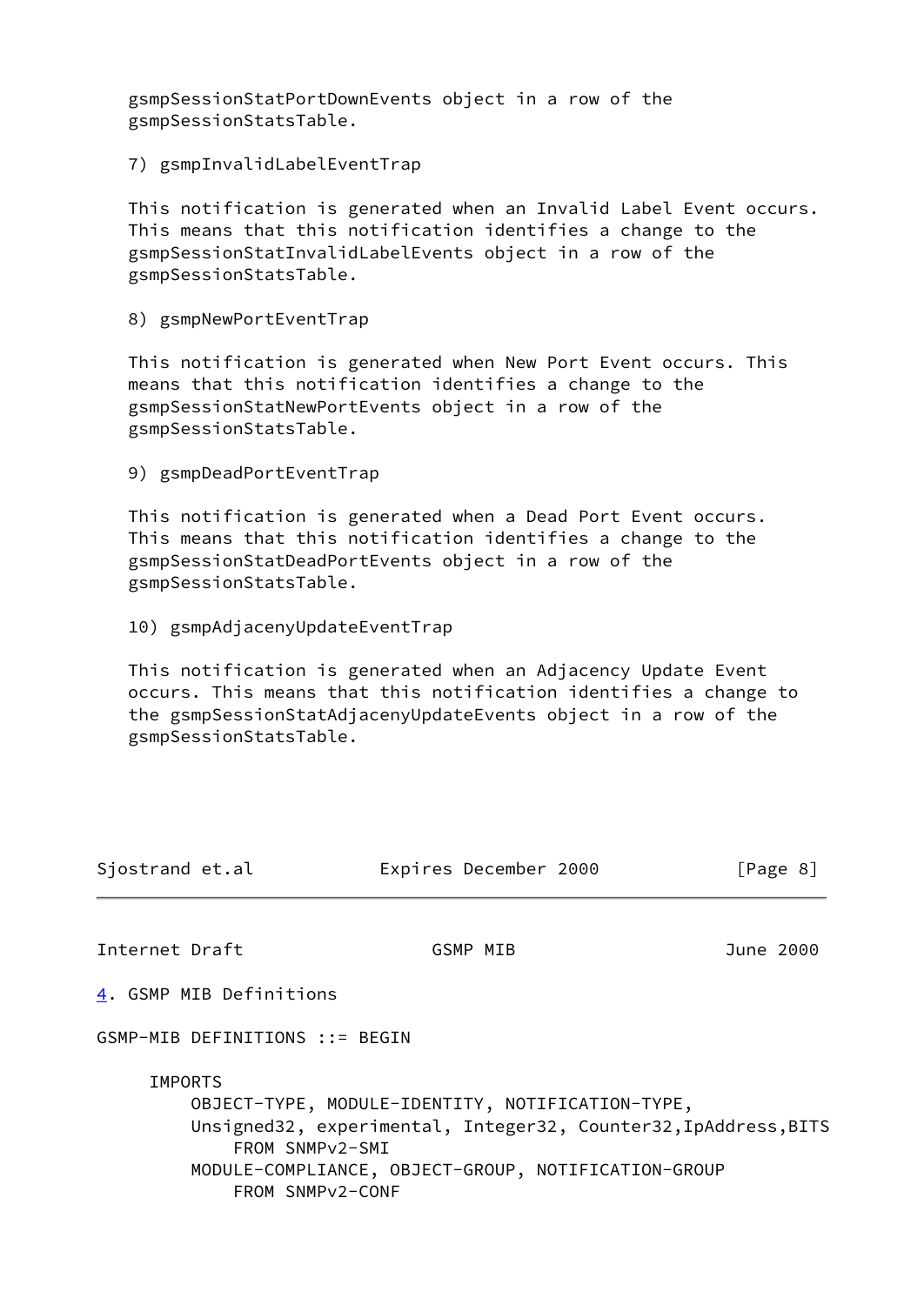gsmpSessionStatPortDownEvents object in a row of the gsmpSessionStatsTable.

7) gsmpInvalidLabelEventTrap

This notification is generated when an Invalid Label Event occurs. This means that this notification identifies a change to the gsmpSessionStatInvalidLabelEvents object in a row of the gsmpSessionStatsTable.

8) gsmpNewPortEventTrap

This notification is generated when New Port Event occurs. This means that this notification identifies a change to the gsmpSessionStatNewPortEvents object in a row of the gsmpSessionStatsTable.

9) gsmpDeadPortEventTrap

This notification is generated when a Dead Port Event occurs. This means that this notification identifies a change to the gsmpSessionStatDeadPortEvents object in a row of the gsmpSessionStatsTable.

10) gsmpAdjacenyUpdateEventTrap

This notification is generated when an Adjacency Update Event occurs. This means that this notification identifies a change to the gsmpSessionStatAdjacenyUpdateEvents object in a row of the gsmpSessionStatsTable.

## 4. GSMP MIB Definitions

```
GSMP-MIB DEFINITIONS ::= BEGIN

     IMPORTS
         OBJECT-TYPE, MODULE-IDENTITY, NOTIFICATION-TYPE,
         Unsigned32, experimental, Integer32, Counter32,IpAddress,BITS
             FROM SNMPv2-SMI
         MODULE-COMPLIANCE, OBJECT-GROUP, NOTIFICATION-GROUP
             FROM SNMPv2-CONF
```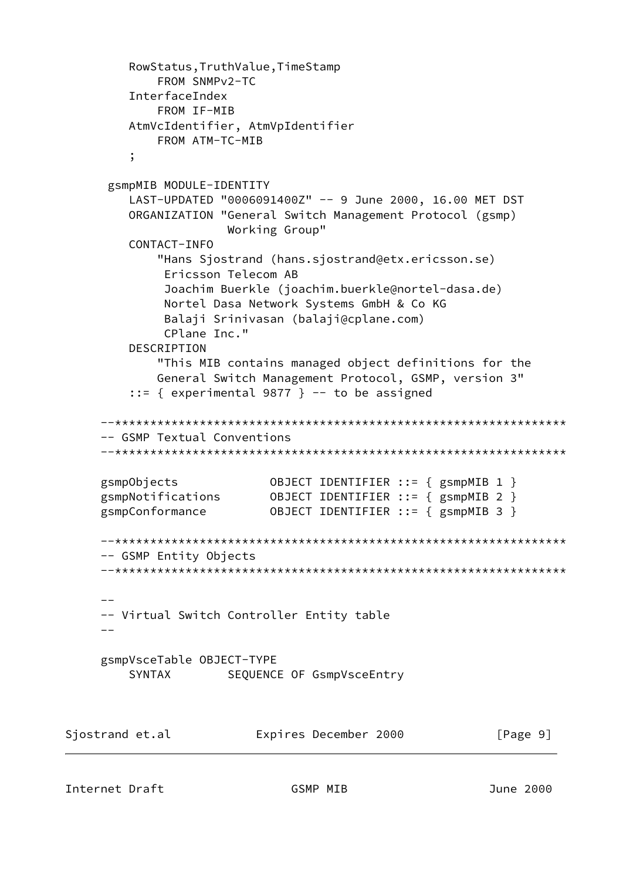```
        RowStatus,TruthValue,TimeStamp
            FROM SNMPv2-TC
        InterfaceIndex
            FROM IF-MIB
        AtmVcIdentifier, AtmVpIdentifier
            FROM ATM-TC-MIB
        ;

     gsmpMIB MODULE-IDENTITY
        LAST-UPDATED "0006091400Z" -- 9 June 2000, 16.00 MET DST
        ORGANIZATION "General Switch Management Protocol (gsmp)
                      Working Group"
        CONTACT-INFO
            "Hans Sjostrand (hans.sjostrand@etx.ericsson.se)
             Ericsson Telecom AB
             Joachim Buerkle (joachim.buerkle@nortel-dasa.de)
             Nortel Dasa Network Systems GmbH & Co KG
             Balaji Srinivasan (balaji@cplane.com)
             CPlane Inc."
        DESCRIPTION
            "This MIB contains managed object definitions for the
            General Switch Management Protocol, GSMP, version 3"
        ::= { experimental 9877 } -- to be assigned

    --*************************************************************
    -- GSMP Textual Conventions
    --*************************************************************

    gsmpObjects             OBJECT IDENTIFIER ::= { gsmpMIB 1 }
    gsmpNotifications       OBJECT IDENTIFIER ::= { gsmpMIB 2 }
    gsmpConformance         OBJECT IDENTIFIER ::= { gsmpMIB 3 }

    --*************************************************************
    -- GSMP Entity Objects
    --*************************************************************

    --
    -- Virtual Switch Controller Entity table
    --

    gsmpVsceTable OBJECT-TYPE
        SYNTAX        SEQUENCE OF GsmpVsceEntry
```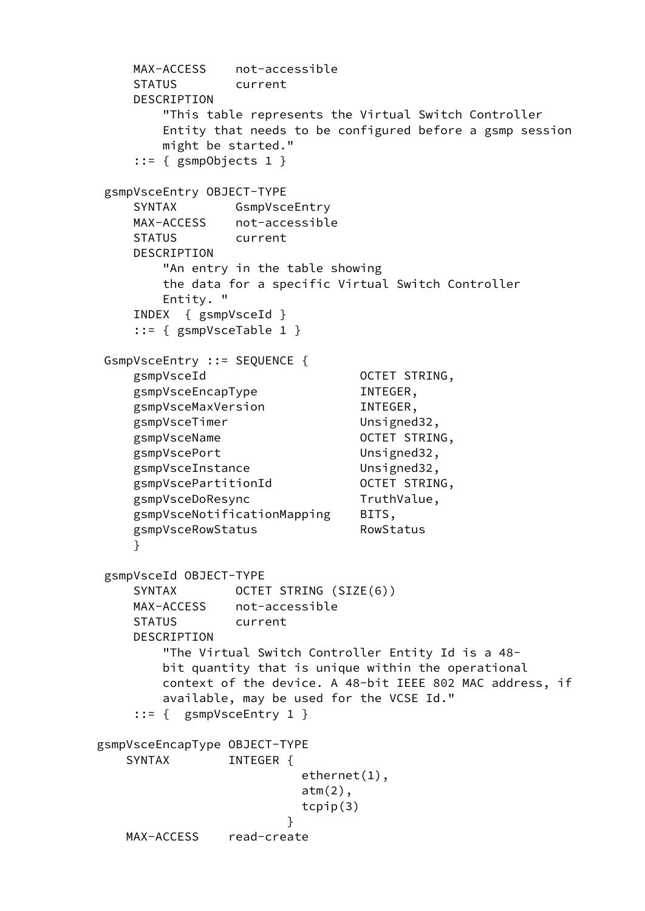```
     MAX-ACCESS    not-accessible
     STATUS        current
     DESCRIPTION
         "This table represents the Virtual Switch Controller
         Entity that needs to be configured before a gsmp session
         might be started."
     ::= { gsmpObjects 1 }

 gsmpVsceEntry OBJECT-TYPE
     SYNTAX        GsmpVsceEntry
     MAX-ACCESS    not-accessible
     STATUS        current
     DESCRIPTION
         "An entry in the table showing
         the data for a specific Virtual Switch Controller
         Entity. "
     INDEX  { gsmpVsceId }
     ::= { gsmpVsceTable 1 }

 GsmpVsceEntry ::= SEQUENCE {
     gsmpVsceId                       OCTET STRING,
     gsmpVsceEncapType                INTEGER,
     gsmpVsceMaxVersion               INTEGER,
     gsmpVsceTimer                    Unsigned32,
     gsmpVsceName                     OCTET STRING,
     gsmpVscePort                     Unsigned32,
     gsmpVsceInstance                 Unsigned32,
     gsmpVscePartitionId              OCTET STRING,
     gsmpVsceDoResync                 TruthValue,
     gsmpVsceNotificationMapping      BITS,
     gsmpVsceRowStatus                RowStatus
     }

 gsmpVsceId OBJECT-TYPE
     SYNTAX        OCTET STRING (SIZE(6))
     MAX-ACCESS    not-accessible
     STATUS        current
     DESCRIPTION
         "The Virtual Switch Controller Entity Id is a 48-
         bit quantity that is unique within the operational
         context of the device. A 48-bit IEEE 802 MAC address, if
         available, may be used for the VCSE Id."
     ::= {  gsmpVsceEntry 1 }

gsmpVsceEncapType OBJECT-TYPE
    SYNTAX        INTEGER {
                          ethernet(1),
                          atm(2),
                          tcpip(3)
                        }
    MAX-ACCESS    read-create
```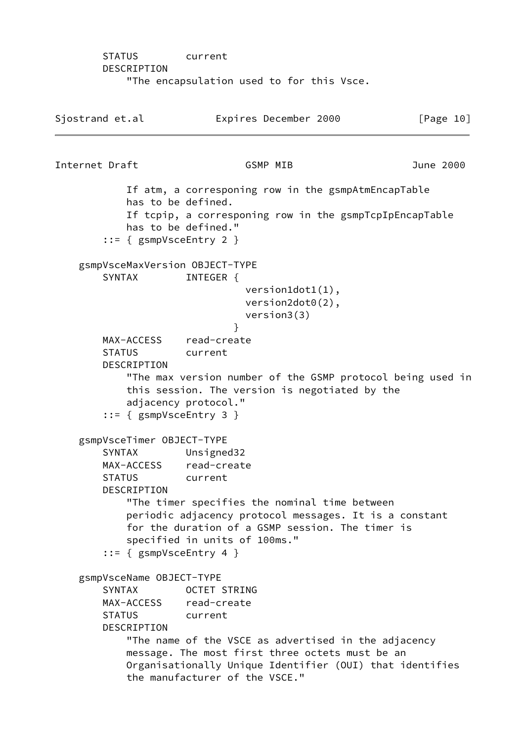```
        STATUS        current
        DESCRIPTION
            "The encapsulation used to for this Vsce.
            If atm, a corresponing row in the gsmpAtmEncapTable
            has to be defined.
            If tcpip, a corresponing row in the gsmpTcpIpEncapTable
            has to be defined."
        ::= { gsmpVsceEntry 2 }

    gsmpVsceMaxVersion OBJECT-TYPE
        SYNTAX        INTEGER {
                          version1dot1(1),
                          version2dot0(2),
                          version3(3)
                        }
        MAX-ACCESS    read-create
        STATUS        current
        DESCRIPTION
            "The max version number of the GSMP protocol being used in
            this session. The version is negotiated by the
            adjacency protocol."
        ::= { gsmpVsceEntry 3 }

    gsmpVsceTimer OBJECT-TYPE
        SYNTAX        Unsigned32
        MAX-ACCESS    read-create
        STATUS        current
        DESCRIPTION
            "The timer specifies the nominal time between
            periodic adjacency protocol messages. It is a constant
            for the duration of a GSMP session. The timer is
            specified in units of 100ms."
        ::= { gsmpVsceEntry 4 }

    gsmpVsceName OBJECT-TYPE
        SYNTAX        OCTET STRING
        MAX-ACCESS    read-create
        STATUS        current
        DESCRIPTION
            "The name of the VSCE as advertised in the adjacency
            message. The most first three octets must be an
            Organisationally Unique Identifier (OUI) that identifies
            the manufacturer of the VSCE."
```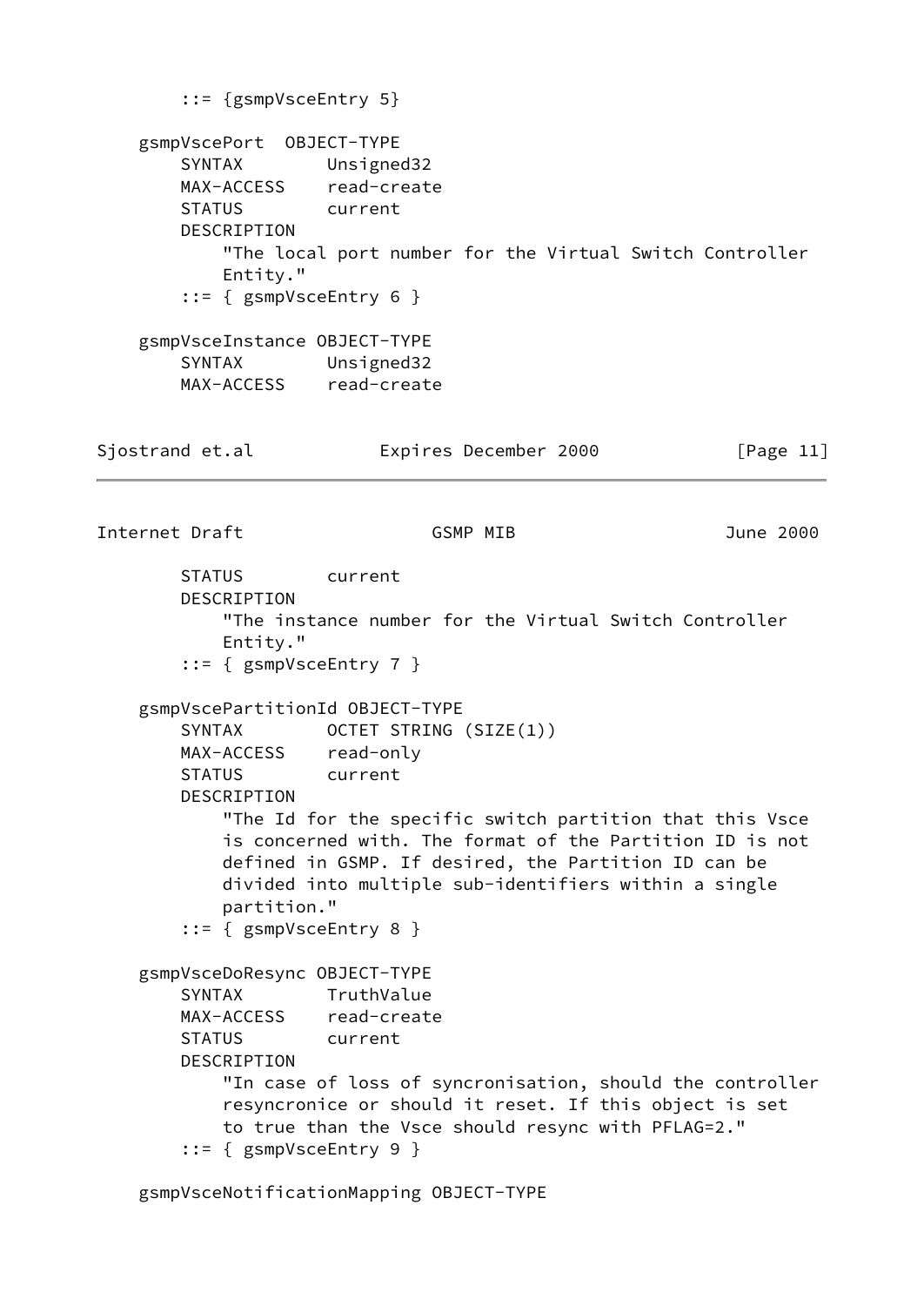```
        ::= {gsmpVsceEntry 5}

    gsmpVscePort  OBJECT-TYPE
        SYNTAX        Unsigned32
        MAX-ACCESS    read-create
        STATUS        current
        DESCRIPTION
            "The local port number for the Virtual Switch Controller
            Entity."
        ::= { gsmpVsceEntry 6 }

    gsmpVsceInstance OBJECT-TYPE
        SYNTAX        Unsigned32
        MAX-ACCESS    read-create
        STATUS        current
        DESCRIPTION
            "The instance number for the Virtual Switch Controller
            Entity."
        ::= { gsmpVsceEntry 7 }

    gsmpVscePartitionId OBJECT-TYPE
        SYNTAX        OCTET STRING (SIZE(1))
        MAX-ACCESS    read-only
        STATUS        current
        DESCRIPTION
            "The Id for the specific switch partition that this Vsce
            is concerned with. The format of the Partition ID is not
            defined in GSMP. If desired, the Partition ID can be
            divided into multiple sub-identifiers within a single
            partition."
        ::= { gsmpVsceEntry 8 }

    gsmpVsceDoResync OBJECT-TYPE
        SYNTAX        TruthValue
        MAX-ACCESS    read-create
        STATUS        current
        DESCRIPTION
            "In case of loss of syncronisation, should the controller
            resyncronice or should it reset. If this object is set
            to true than the Vsce should resync with PFLAG=2."
        ::= { gsmpVsceEntry 9 }

    gsmpVsceNotificationMapping OBJECT-TYPE
```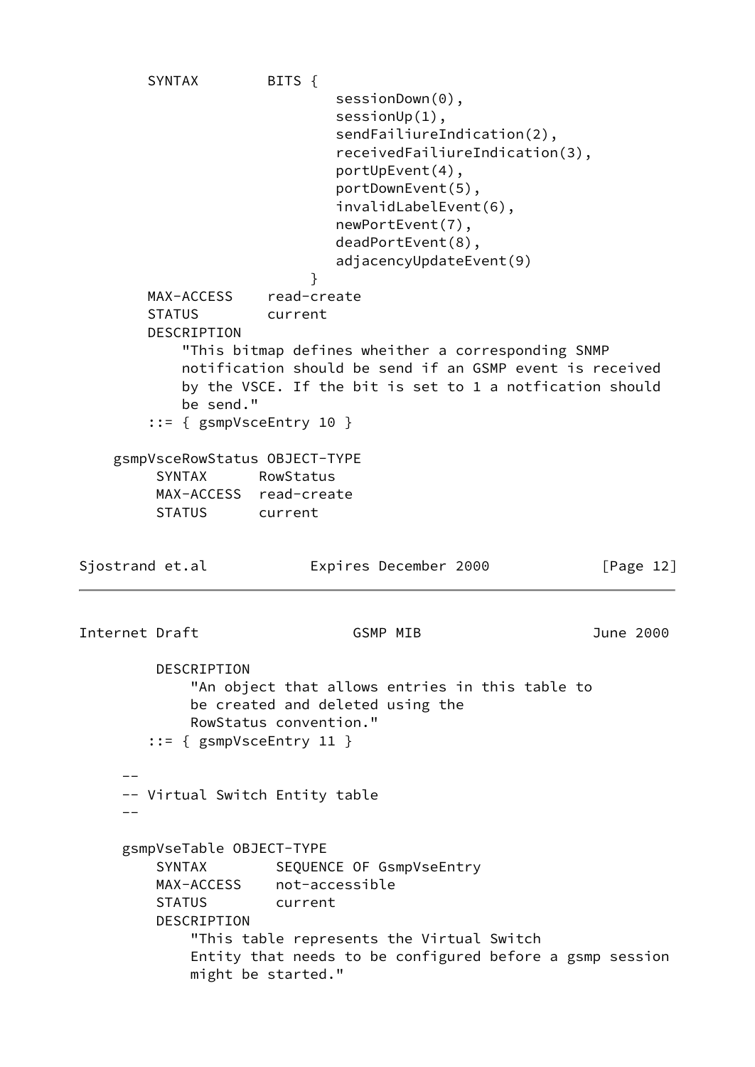```
        SYNTAX        BITS {
                              sessionDown(0),
                              sessionUp(1),
                              sendFailiureIndication(2),
                              receivedFailiureIndication(3),
                              portUpEvent(4),
                              portDownEvent(5),
                              invalidLabelEvent(6),
                              newPortEvent(7),
                              deadPortEvent(8),
                              adjacencyUpdateEvent(9)
                           }
        MAX-ACCESS    read-create
        STATUS        current
        DESCRIPTION
            "This bitmap defines wheither a corresponding SNMP
            notification should be send if an GSMP event is received
            by the VSCE. If the bit is set to 1 a notfication should
            be send."
        ::= { gsmpVsceEntry 10 }

    gsmpVsceRowStatus OBJECT-TYPE
         SYNTAX      RowStatus
         MAX-ACCESS  read-create
         STATUS      current
         DESCRIPTION
             "An object that allows entries in this table to
             be created and deleted using the
             RowStatus convention."
        ::= { gsmpVsceEntry 11 }

     --
     -- Virtual Switch Entity table
     --

     gsmpVseTable OBJECT-TYPE
         SYNTAX        SEQUENCE OF GsmpVseEntry
         MAX-ACCESS    not-accessible
         STATUS        current
         DESCRIPTION
             "This table represents the Virtual Switch
             Entity that needs to be configured before a gsmp session
             might be started."
```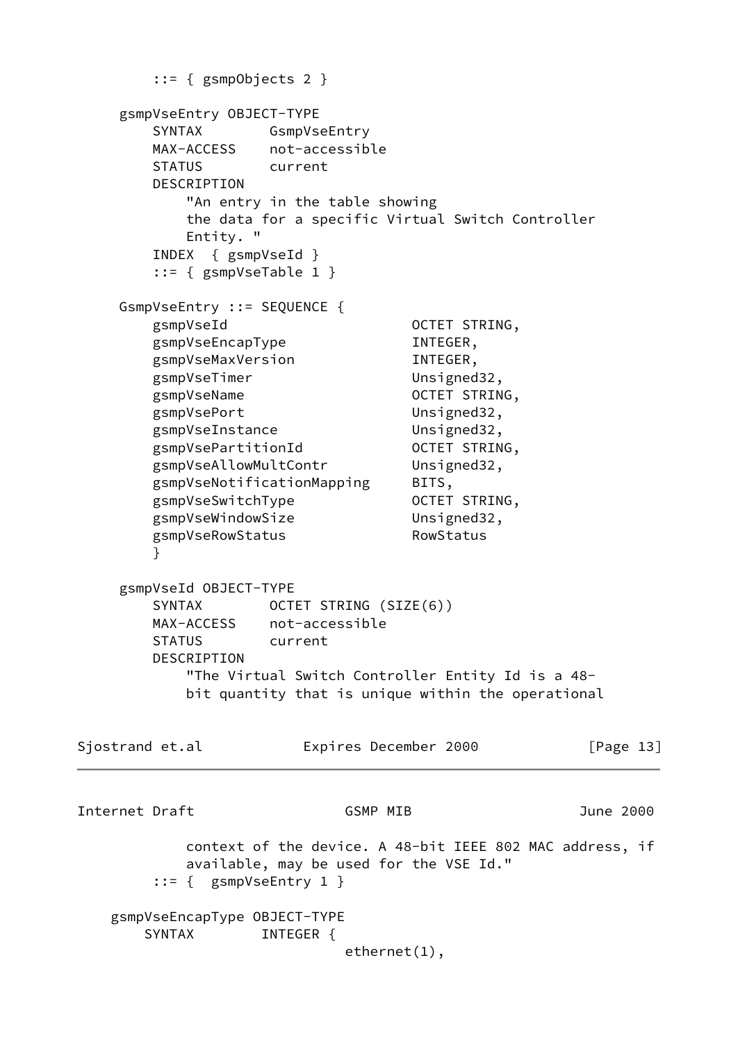```
        ::= { gsmpObjects 2 }

    gsmpVseEntry OBJECT-TYPE
        SYNTAX        GsmpVseEntry
        MAX-ACCESS    not-accessible
        STATUS        current
        DESCRIPTION
            "An entry in the table showing
            the data for a specific Virtual Switch Controller
            Entity. "
        INDEX  { gsmpVseId }
        ::= { gsmpVseTable 1 }

    GsmpVseEntry ::= SEQUENCE {
        gsmpVseId                      OCTET STRING,
        gsmpVseEncapType               INTEGER,
        gsmpVseMaxVersion              INTEGER,
        gsmpVseTimer                   Unsigned32,
        gsmpVseName                    OCTET STRING,
        gsmpVsePort                    Unsigned32,
        gsmpVseInstance                Unsigned32,
        gsmpVsePartitionId             OCTET STRING,
        gsmpVseAllowMultContr          Unsigned32,
        gsmpVseNotificationMapping     BITS,
        gsmpVseSwitchType              OCTET STRING,
        gsmpVseWindowSize              Unsigned32,
        gsmpVseRowStatus               RowStatus
        }

    gsmpVseId OBJECT-TYPE
        SYNTAX        OCTET STRING (SIZE(6))
        MAX-ACCESS    not-accessible
        STATUS        current
        DESCRIPTION
            "The Virtual Switch Controller Entity Id is a 48-
            bit quantity that is unique within the operational
            context of the device. A 48-bit IEEE 802 MAC address, if
            available, may be used for the VSE Id."
        ::= {  gsmpVseEntry 1 }

   gsmpVseEncapType OBJECT-TYPE
       SYNTAX        INTEGER {
                               ethernet(1),
```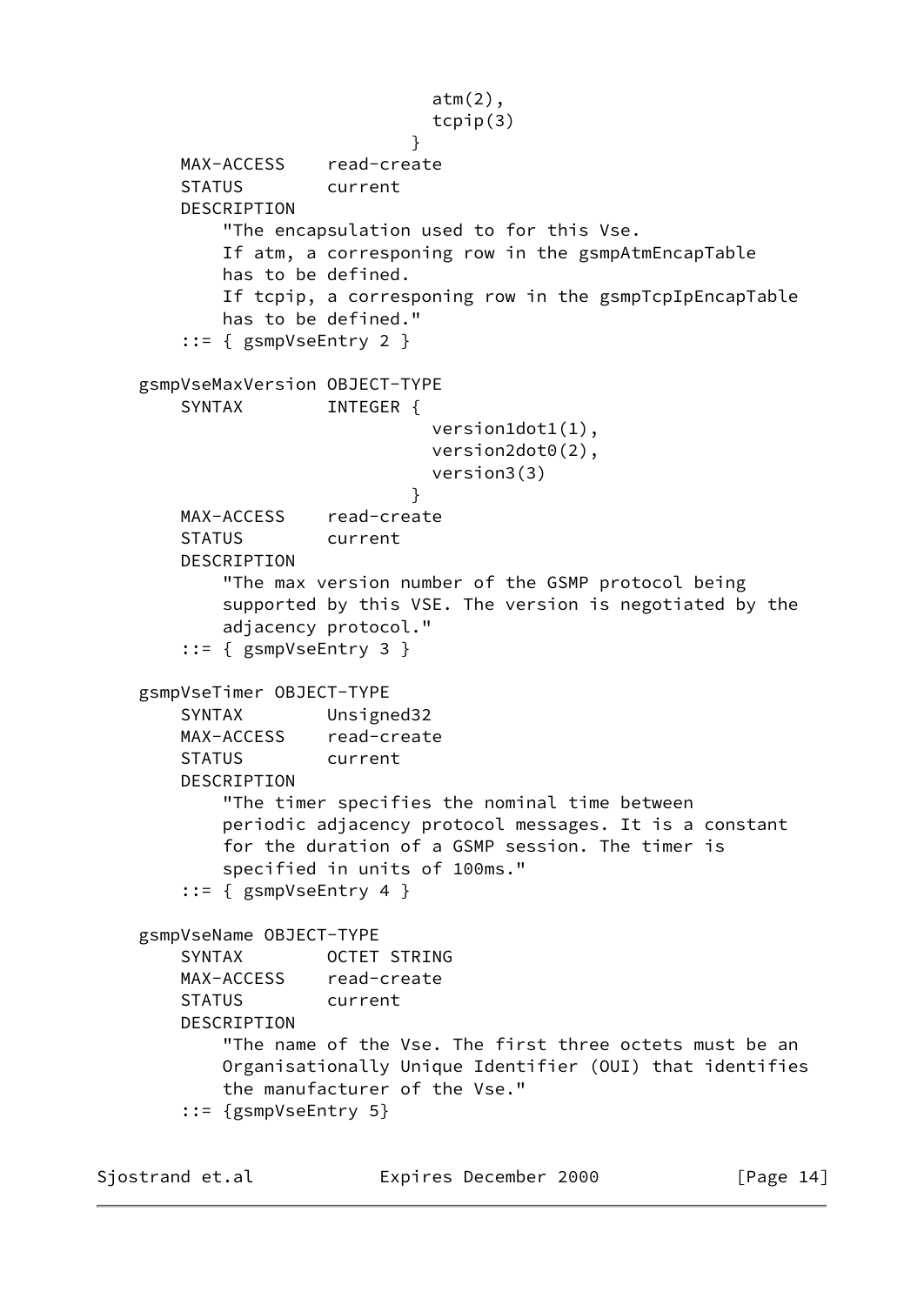```
                                atm(2),
                                tcpip(3)
                              }
        MAX-ACCESS    read-create
        STATUS        current
        DESCRIPTION
            "The encapsulation used to for this Vse.
            If atm, a corresponing row in the gsmpAtmEncapTable
            has to be defined.
            If tcpip, a corresponing row in the gsmpTcpIpEncapTable
            has to be defined."
        ::= { gsmpVseEntry 2 }

    gsmpVseMaxVersion OBJECT-TYPE
        SYNTAX        INTEGER {
                                version1dot1(1),
                                version2dot0(2),
                                version3(3)
                              }
        MAX-ACCESS    read-create
        STATUS        current
        DESCRIPTION
            "The max version number of the GSMP protocol being
            supported by this VSE. The version is negotiated by the
            adjacency protocol."
        ::= { gsmpVseEntry 3 }

    gsmpVseTimer OBJECT-TYPE
        SYNTAX        Unsigned32
        MAX-ACCESS    read-create
        STATUS        current
        DESCRIPTION
            "The timer specifies the nominal time between
            periodic adjacency protocol messages. It is a constant
            for the duration of a GSMP session. The timer is
            specified in units of 100ms."
        ::= { gsmpVseEntry 4 }

    gsmpVseName OBJECT-TYPE
        SYNTAX        OCTET STRING
        MAX-ACCESS    read-create
        STATUS        current
        DESCRIPTION
            "The name of the Vse. The first three octets must be an
            Organisationally Unique Identifier (OUI) that identifies
            the manufacturer of the Vse."
        ::= {gsmpVseEntry 5}
```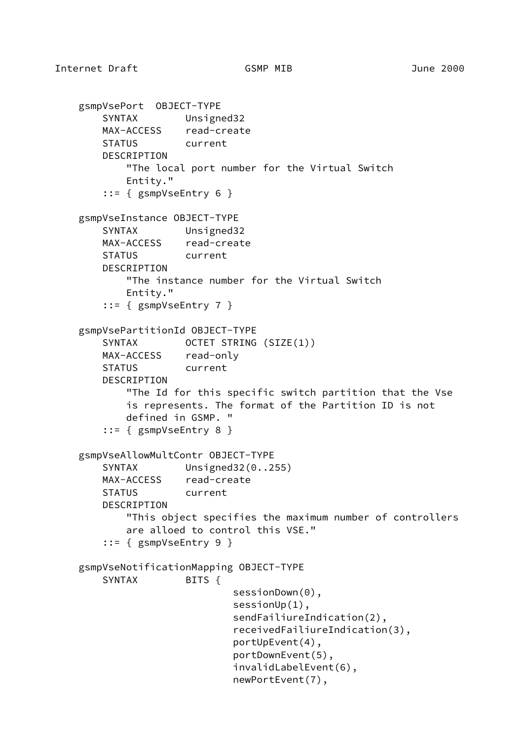```
    gsmpVsePort  OBJECT-TYPE
        SYNTAX        Unsigned32
        MAX-ACCESS    read-create
        STATUS        current
        DESCRIPTION
            "The local port number for the Virtual Switch
            Entity."
        ::= { gsmpVseEntry 6 }

    gsmpVseInstance OBJECT-TYPE
        SYNTAX        Unsigned32
        MAX-ACCESS    read-create
        STATUS        current
        DESCRIPTION
            "The instance number for the Virtual Switch
            Entity."
        ::= { gsmpVseEntry 7 }

    gsmpVsePartitionId OBJECT-TYPE
        SYNTAX        OCTET STRING (SIZE(1))
        MAX-ACCESS    read-only
        STATUS        current
        DESCRIPTION
            "The Id for this specific switch partition that the Vse
            is represents. The format of the Partition ID is not
            defined in GSMP. "
        ::= { gsmpVseEntry 8 }

    gsmpVseAllowMultContr OBJECT-TYPE
        SYNTAX        Unsigned32(0..255)
        MAX-ACCESS    read-create
        STATUS        current
        DESCRIPTION
            "This object specifies the maximum number of controllers
            are alloed to control this VSE."
        ::= { gsmpVseEntry 9 }

    gsmpVseNotificationMapping OBJECT-TYPE
        SYNTAX        BITS {
                          sessionDown(0),
                          sessionUp(1),
                          sendFailiureIndication(2),
                          receivedFailiureIndication(3),
                          portUpEvent(4),
                          portDownEvent(5),
                          invalidLabelEvent(6),
                          newPortEvent(7),
```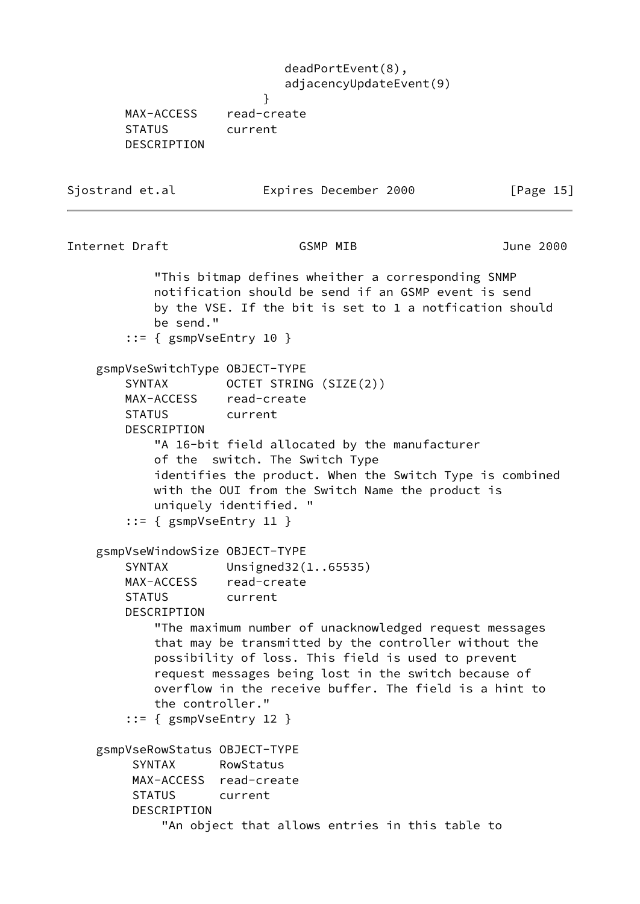```
                              deadPortEvent(8),
                              adjacencyUpdateEvent(9)
                           }
        MAX-ACCESS    read-create
        STATUS        current
        DESCRIPTION
            "This bitmap defines wheither a corresponding SNMP
            notification should be send if an GSMP event is send
            by the VSE. If the bit is set to 1 a notfication should
            be send."
        ::= { gsmpVseEntry 10 }

    gsmpVseSwitchType OBJECT-TYPE
        SYNTAX        OCTET STRING (SIZE(2))
        MAX-ACCESS    read-create
        STATUS        current
        DESCRIPTION
            "A 16-bit field allocated by the manufacturer
            of the  switch. The Switch Type
            identifies the product. When the Switch Type is combined
            with the OUI from the Switch Name the product is
            uniquely identified. "
        ::= { gsmpVseEntry 11 }

    gsmpVseWindowSize OBJECT-TYPE
        SYNTAX        Unsigned32(1..65535)
        MAX-ACCESS    read-create
        STATUS        current
        DESCRIPTION
            "The maximum number of unacknowledged request messages
            that may be transmitted by the controller without the
            possibility of loss. This field is used to prevent
            request messages being lost in the switch because of
            overflow in the receive buffer. The field is a hint to
            the controller."
        ::= { gsmpVseEntry 12 }

    gsmpVseRowStatus OBJECT-TYPE
         SYNTAX      RowStatus
         MAX-ACCESS  read-create
         STATUS      current
         DESCRIPTION
             "An object that allows entries in this table to
```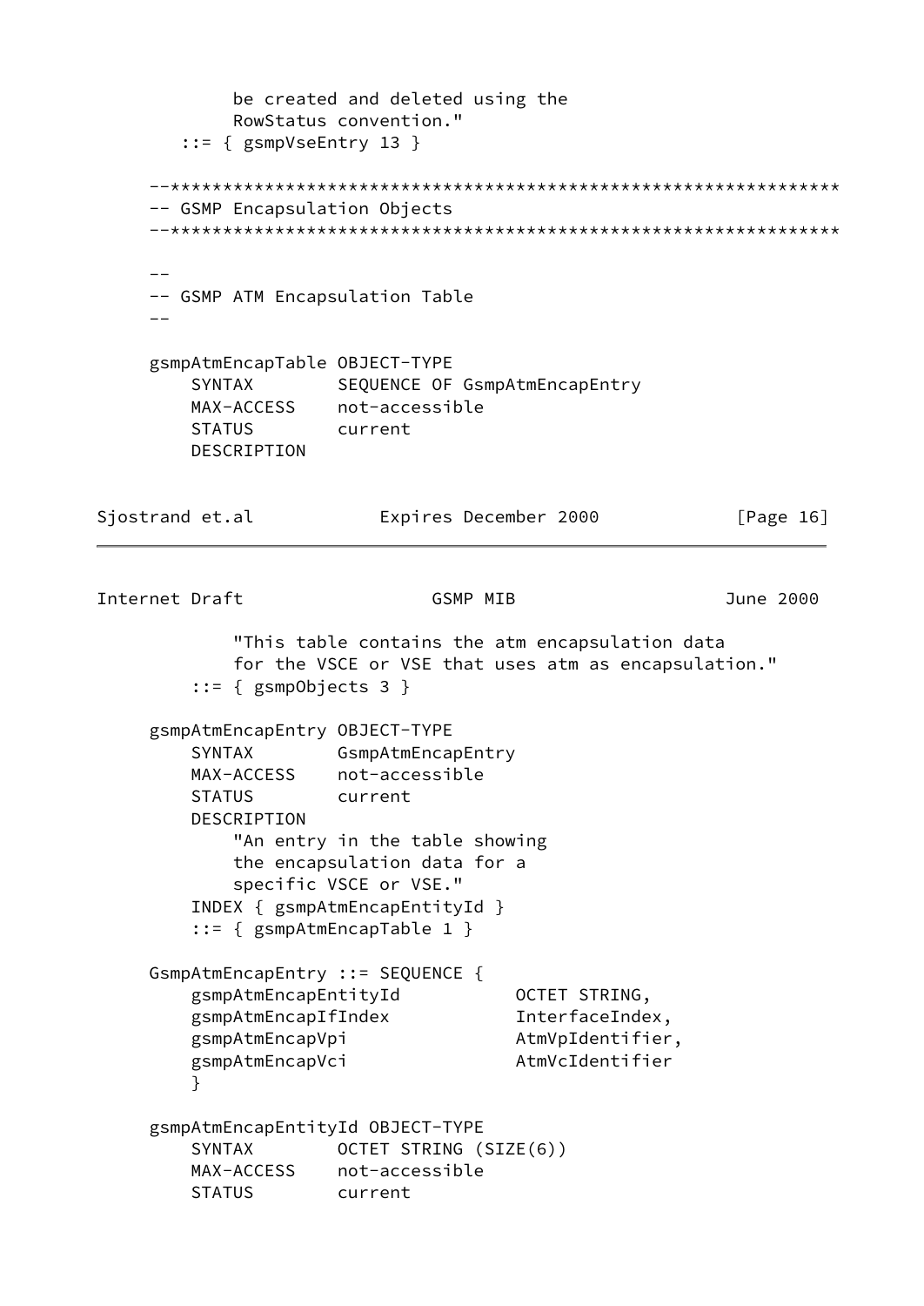```
            be created and deleted using the
            RowStatus convention."
        ::= { gsmpVseEntry 13 }

    --*****************************************************************
    -- GSMP Encapsulation Objects
    --*****************************************************************

    --
    -- GSMP ATM Encapsulation Table
    --

    gsmpAtmEncapTable OBJECT-TYPE
        SYNTAX        SEQUENCE OF GsmpAtmEncapEntry
        MAX-ACCESS    not-accessible
        STATUS        current
        DESCRIPTION
            "This table contains the atm encapsulation data
            for the VSCE or VSE that uses atm as encapsulation."
        ::= { gsmpObjects 3 }

    gsmpAtmEncapEntry OBJECT-TYPE
        SYNTAX        GsmpAtmEncapEntry
        MAX-ACCESS    not-accessible
        STATUS        current
        DESCRIPTION
            "An entry in the table showing
            the encapsulation data for a
            specific VSCE or VSE."
        INDEX { gsmpAtmEncapEntityId }
        ::= { gsmpAtmEncapTable 1 }

    GsmpAtmEncapEntry ::= SEQUENCE {
        gsmpAtmEncapEntityId           OCTET STRING,
        gsmpAtmEncapIfIndex            InterfaceIndex,
        gsmpAtmEncapVpi                AtmVpIdentifier,
        gsmpAtmEncapVci                AtmVcIdentifier
        }

    gsmpAtmEncapEntityId OBJECT-TYPE
        SYNTAX        OCTET STRING (SIZE(6))
        MAX-ACCESS    not-accessible
        STATUS        current
```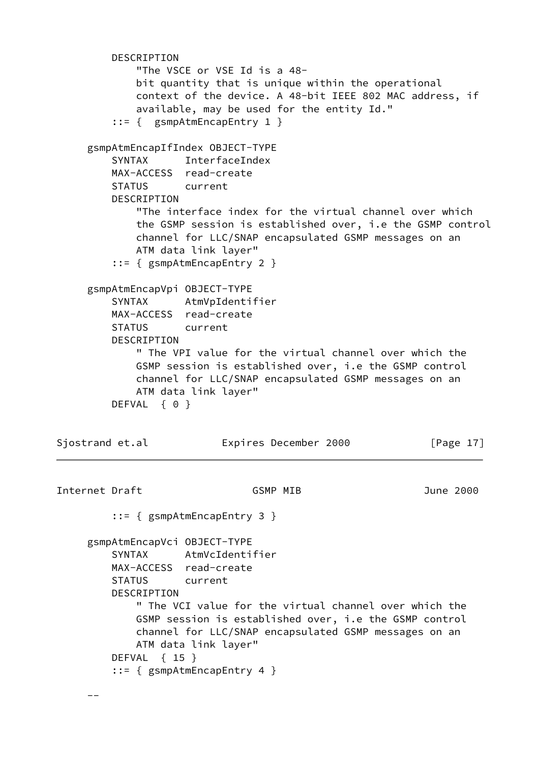```
        DESCRIPTION
            "The VSCE or VSE Id is a 48-
            bit quantity that is unique within the operational
            context of the device. A 48-bit IEEE 802 MAC address, if
            available, may be used for the entity Id."
        ::= {  gsmpAtmEncapEntry 1 }

    gsmpAtmEncapIfIndex OBJECT-TYPE
        SYNTAX      InterfaceIndex
        MAX-ACCESS  read-create
        STATUS      current
        DESCRIPTION
            "The interface index for the virtual channel over which
            the GSMP session is established over, i.e the GSMP control
            channel for LLC/SNAP encapsulated GSMP messages on an
            ATM data link layer"
        ::= { gsmpAtmEncapEntry 2 }

    gsmpAtmEncapVpi OBJECT-TYPE
        SYNTAX      AtmVpIdentifier
        MAX-ACCESS  read-create
        STATUS      current
        DESCRIPTION
            " The VPI value for the virtual channel over which the
            GSMP session is established over, i.e the GSMP control
            channel for LLC/SNAP encapsulated GSMP messages on an
            ATM data link layer"
        DEFVAL  { 0 }
        ::= { gsmpAtmEncapEntry 3 }

    gsmpAtmEncapVci OBJECT-TYPE
        SYNTAX      AtmVcIdentifier
        MAX-ACCESS  read-create
        STATUS      current
        DESCRIPTION
            " The VCI value for the virtual channel over which the
            GSMP session is established over, i.e the GSMP control
            channel for LLC/SNAP encapsulated GSMP messages on an
            ATM data link layer"
        DEFVAL  { 15 }
        ::= { gsmpAtmEncapEntry 4 }

    --
```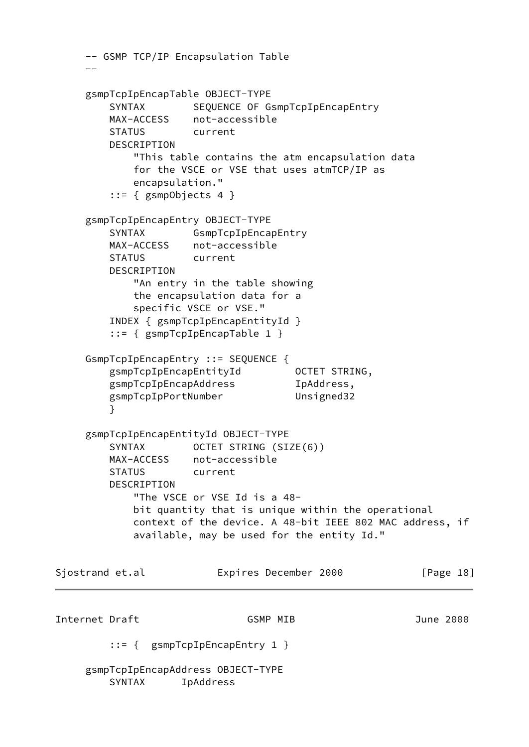```
-- GSMP TCP/IP Encapsulation Table
--

gsmpTcpIpEncapTable OBJECT-TYPE
    SYNTAX        SEQUENCE OF GsmpTcpIpEncapEntry
    MAX-ACCESS    not-accessible
    STATUS        current
    DESCRIPTION
        "This table contains the atm encapsulation data
        for the VSCE or VSE that uses atmTCP/IP as
        encapsulation."
    ::= { gsmpObjects 4 }

gsmpTcpIpEncapEntry OBJECT-TYPE
    SYNTAX        GsmpTcpIpEncapEntry
    MAX-ACCESS    not-accessible
    STATUS        current
    DESCRIPTION
        "An entry in the table showing
        the encapsulation data for a
        specific VSCE or VSE."
    INDEX { gsmpTcpIpEncapEntityId }
    ::= { gsmpTcpIpEncapTable 1 }

GsmpTcpIpEncapEntry ::= SEQUENCE {
    gsmpTcpIpEncapEntityId         OCTET STRING,
    gsmpTcpIpEncapAddress          IpAddress,
    gsmpTcpIpPortNumber            Unsigned32
    }

gsmpTcpIpEncapEntityId OBJECT-TYPE
    SYNTAX        OCTET STRING (SIZE(6))
    MAX-ACCESS    not-accessible
    STATUS        current
    DESCRIPTION
        "The VSCE or VSE Id is a 48-
        bit quantity that is unique within the operational
        context of the device. A 48-bit IEEE 802 MAC address, if
        available, may be used for the entity Id."
    ::= {  gsmpTcpIpEncapEntry 1 }

gsmpTcpIpEncapAddress OBJECT-TYPE
    SYNTAX      IpAddress
```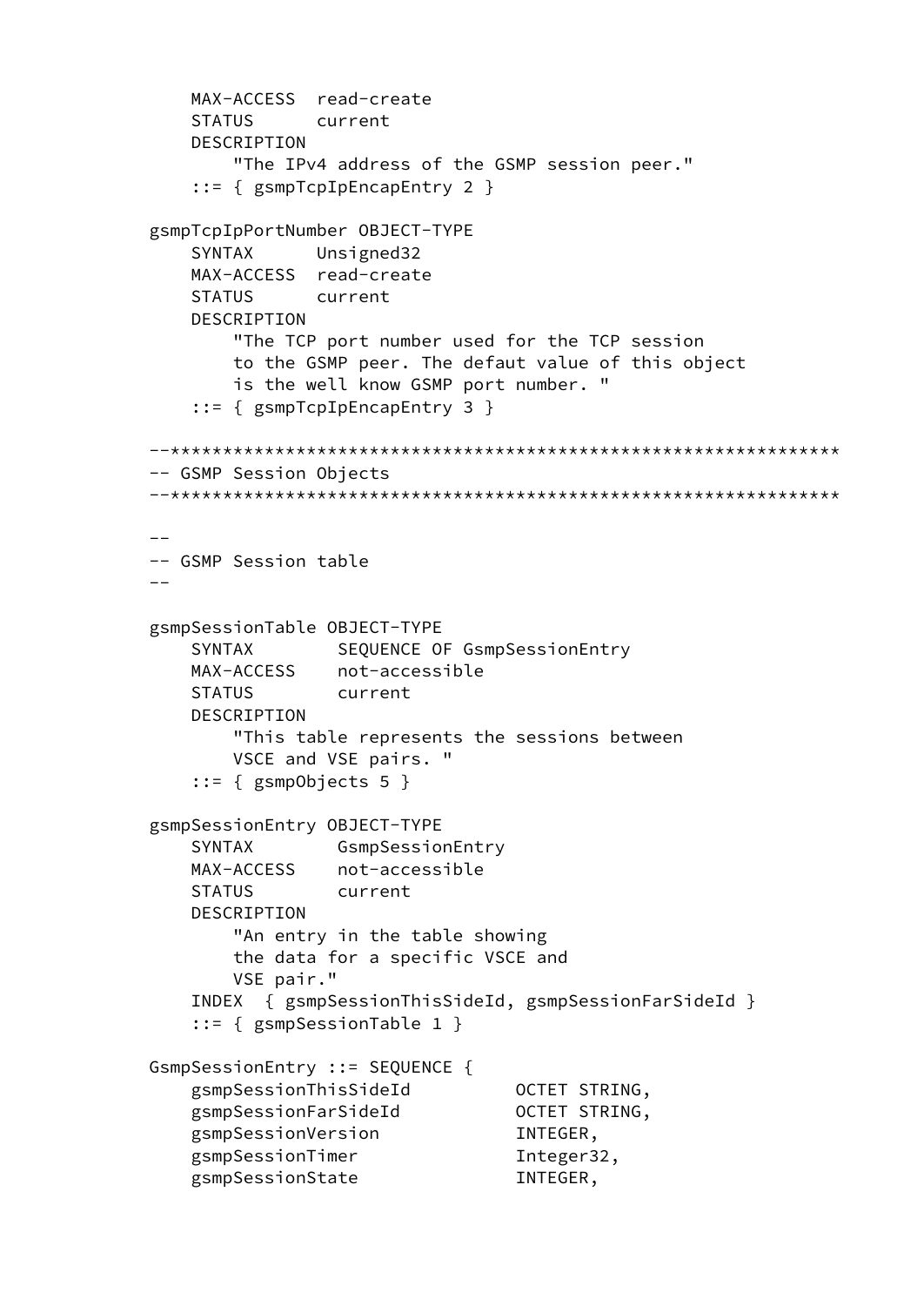```
    MAX-ACCESS  read-create
    STATUS      current
    DESCRIPTION
        "The IPv4 address of the GSMP session peer."
    ::= { gsmpTcpIpEncapEntry 2 }

gsmpTcpIpPortNumber OBJECT-TYPE
    SYNTAX      Unsigned32
    MAX-ACCESS  read-create
    STATUS      current
    DESCRIPTION
        "The TCP port number used for the TCP session
        to the GSMP peer. The defaut value of this object
        is the well know GSMP port number. "
    ::= { gsmpTcpIpEncapEntry 3 }

--**************************************************************
-- GSMP Session Objects
--**************************************************************

--
-- GSMP Session table
--

gsmpSessionTable OBJECT-TYPE
    SYNTAX        SEQUENCE OF GsmpSessionEntry
    MAX-ACCESS    not-accessible
    STATUS        current
    DESCRIPTION
        "This table represents the sessions between
        VSCE and VSE pairs. "
    ::= { gsmpObjects 5 }

gsmpSessionEntry OBJECT-TYPE
    SYNTAX        GsmpSessionEntry
    MAX-ACCESS    not-accessible
    STATUS        current
    DESCRIPTION
        "An entry in the table showing
        the data for a specific VSCE and
        VSE pair."
    INDEX  { gsmpSessionThisSideId, gsmpSessionFarSideId }
    ::= { gsmpSessionTable 1 }

GsmpSessionEntry ::= SEQUENCE {
    gsmpSessionThisSideId          OCTET STRING,
    gsmpSessionFarSideId           OCTET STRING,
    gsmpSessionVersion             INTEGER,
    gsmpSessionTimer               Integer32,
    gsmpSessionState               INTEGER,
```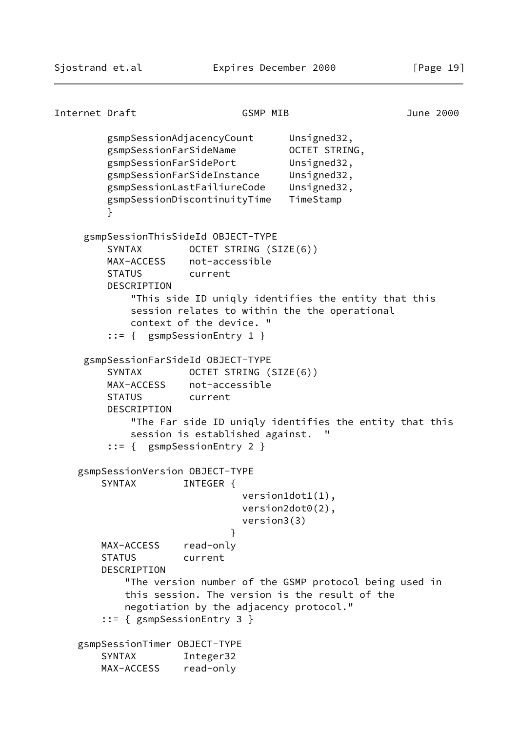```
        gsmpSessionAdjacencyCount      Unsigned32,
        gsmpSessionFarSideName         OCTET STRING,
        gsmpSessionFarSidePort         Unsigned32,
        gsmpSessionFarSideInstance     Unsigned32,
        gsmpSessionLastFailiureCode    Unsigned32,
        gsmpSessionDiscontinuityTime   TimeStamp
        }

    gsmpSessionThisSideId OBJECT-TYPE
        SYNTAX        OCTET STRING (SIZE(6))
        MAX-ACCESS    not-accessible
        STATUS        current
        DESCRIPTION
            "This side ID uniqly identifies the entity that this
            session relates to within the the operational
            context of the device. "
        ::= {  gsmpSessionEntry 1 }

    gsmpSessionFarSideId OBJECT-TYPE
        SYNTAX        OCTET STRING (SIZE(6))
        MAX-ACCESS    not-accessible
        STATUS        current
        DESCRIPTION
            "The Far side ID uniqly identifies the entity that this
            session is established against.  "
        ::= {  gsmpSessionEntry 2 }

   gsmpSessionVersion OBJECT-TYPE
       SYNTAX        INTEGER {
                             version1dot1(1),
                             version2dot0(2),
                             version3(3)
                           }
       MAX-ACCESS    read-only
       STATUS        current
       DESCRIPTION
           "The version number of the GSMP protocol being used in
           this session. The version is the result of the
           negotiation by the adjacency protocol."
       ::= { gsmpSessionEntry 3 }

   gsmpSessionTimer OBJECT-TYPE
       SYNTAX        Integer32
       MAX-ACCESS    read-only
```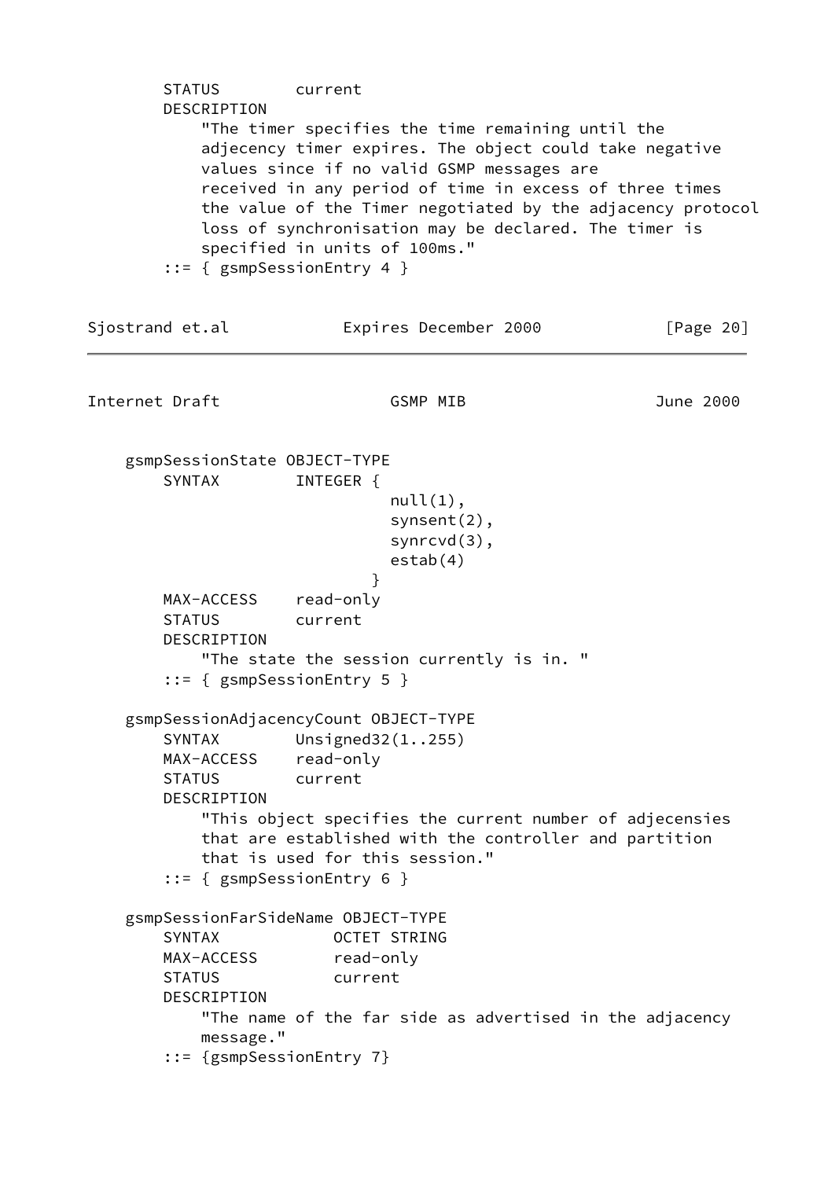```
        STATUS        current
        DESCRIPTION
            "The timer specifies the time remaining until the
            adjecency timer expires. The object could take negative
            values since if no valid GSMP messages are
            received in any period of time in excess of three times
            the value of the Timer negotiated by the adjacency protocol
            loss of synchronisation may be declared. The timer is
            specified in units of 100ms."
        ::= { gsmpSessionEntry 4 }
```

```
    gsmpSessionState OBJECT-TYPE
        SYNTAX        INTEGER {
                          null(1),
                          synsent(2),
                          synrcvd(3),
                          estab(4)
                        }
        MAX-ACCESS    read-only
        STATUS        current
        DESCRIPTION
            "The state the session currently is in. "
        ::= { gsmpSessionEntry 5 }

    gsmpSessionAdjacencyCount OBJECT-TYPE
        SYNTAX        Unsigned32(1..255)
        MAX-ACCESS    read-only
        STATUS        current
        DESCRIPTION
            "This object specifies the current number of adjecensies
            that are established with the controller and partition
            that is used for this session."
        ::= { gsmpSessionEntry 6 }

    gsmpSessionFarSideName OBJECT-TYPE
        SYNTAX            OCTET STRING
        MAX-ACCESS        read-only
        STATUS            current
        DESCRIPTION
            "The name of the far side as advertised in the adjacency
            message."
        ::= {gsmpSessionEntry 7}
```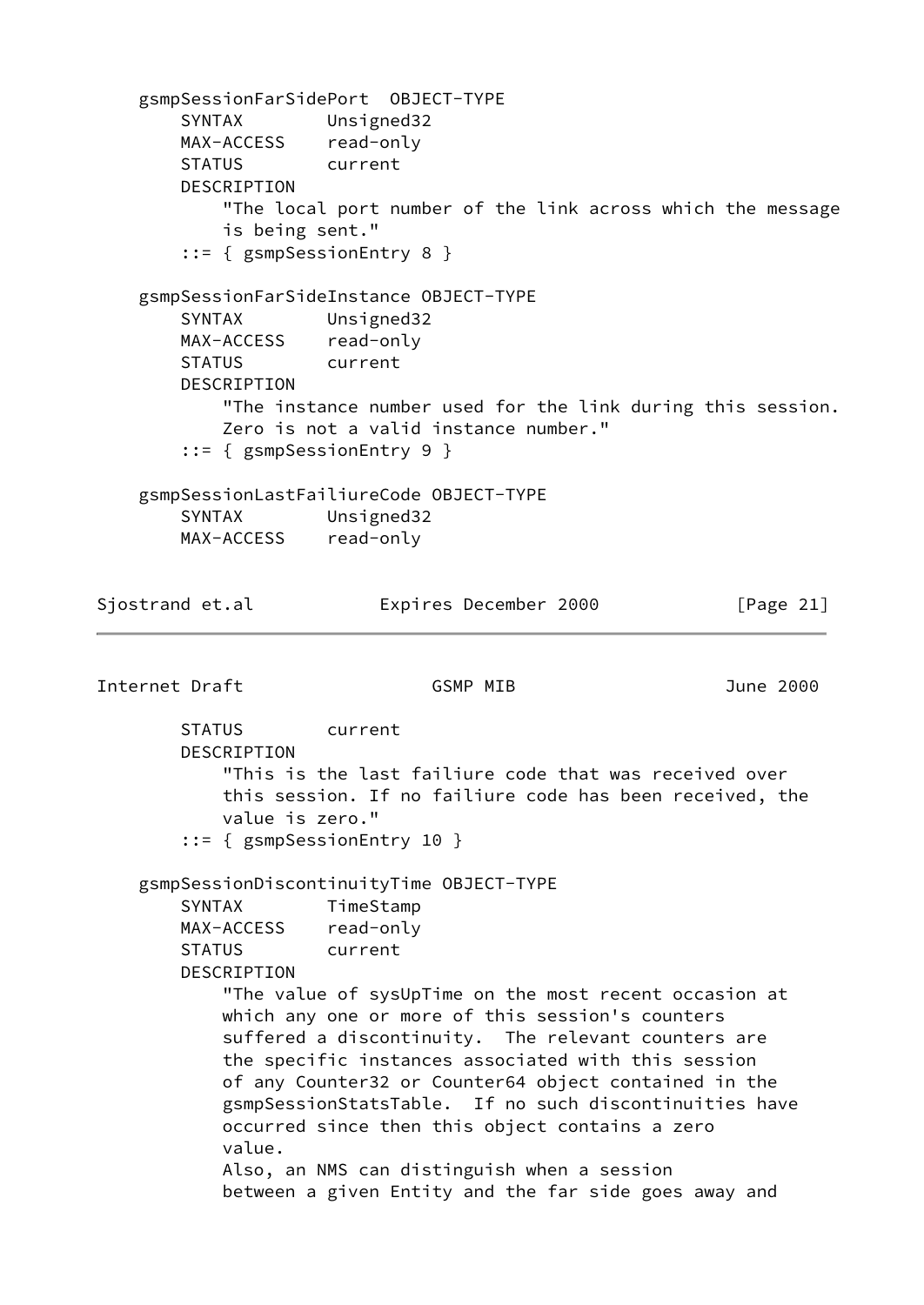```
    gsmpSessionFarSidePort  OBJECT-TYPE
        SYNTAX        Unsigned32
        MAX-ACCESS    read-only
        STATUS        current
        DESCRIPTION
            "The local port number of the link across which the message
            is being sent."
        ::= { gsmpSessionEntry 8 }

    gsmpSessionFarSideInstance OBJECT-TYPE
        SYNTAX        Unsigned32
        MAX-ACCESS    read-only
        STATUS        current
        DESCRIPTION
            "The instance number used for the link during this session.
            Zero is not a valid instance number."
        ::= { gsmpSessionEntry 9 }

    gsmpSessionLastFailiureCode OBJECT-TYPE
        SYNTAX        Unsigned32
        MAX-ACCESS    read-only
        STATUS        current
        DESCRIPTION
            "This is the last failiure code that was received over
            this session. If no failiure code has been received, the
            value is zero."
        ::= { gsmpSessionEntry 10 }

    gsmpSessionDiscontinuityTime OBJECT-TYPE
        SYNTAX        TimeStamp
        MAX-ACCESS    read-only
        STATUS        current
        DESCRIPTION
            "The value of sysUpTime on the most recent occasion at
            which any one or more of this session's counters
            suffered a discontinuity.  The relevant counters are
            the specific instances associated with this session
            of any Counter32 or Counter64 object contained in the
            gsmpSessionStatsTable.  If no such discontinuities have
            occurred since then this object contains a zero
            value.
            Also, an NMS can distinguish when a session
            between a given Entity and the far side goes away and
```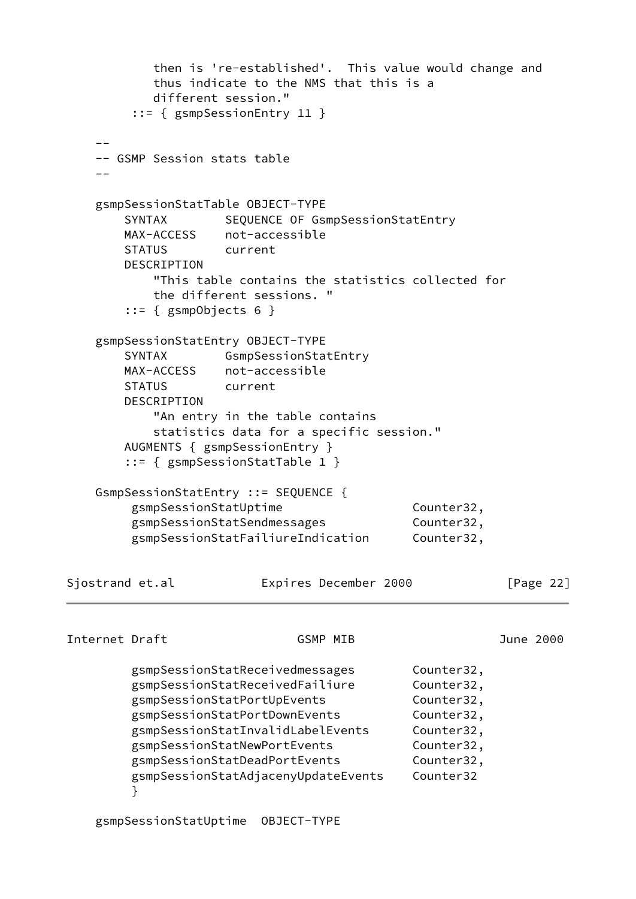```
           then is 're-established'.  This value would change and
           thus indicate to the NMS that this is a
           different session."
       ::= { gsmpSessionEntry 11 }

    --
    -- GSMP Session stats table
    --

    gsmpSessionStatTable OBJECT-TYPE
        SYNTAX        SEQUENCE OF GsmpSessionStatEntry
        MAX-ACCESS    not-accessible
        STATUS        current
        DESCRIPTION
            "This table contains the statistics collected for
            the different sessions. "
        ::= { gsmpObjects 6 }

    gsmpSessionStatEntry OBJECT-TYPE
        SYNTAX        GsmpSessionStatEntry
        MAX-ACCESS    not-accessible
        STATUS        current
        DESCRIPTION
            "An entry in the table contains
            statistics data for a specific session."
        AUGMENTS { gsmpSessionEntry }
        ::= { gsmpSessionStatTable 1 }

    GsmpSessionStatEntry ::= SEQUENCE {
         gsmpSessionStatUptime                 Counter32,
         gsmpSessionStatSendmessages           Counter32,
         gsmpSessionStatFailiureIndication     Counter32,
         gsmpSessionStatReceivedmessages       Counter32,
         gsmpSessionStatReceivedFailiure       Counter32,
         gsmpSessionStatPortUpEvents           Counter32,
         gsmpSessionStatPortDownEvents         Counter32,
         gsmpSessionStatInvalidLabelEvents     Counter32,
         gsmpSessionStatNewPortEvents          Counter32,
         gsmpSessionStatDeadPortEvents         Counter32,
         gsmpSessionStatAdjacenyUpdateEvents   Counter32
         }

    gsmpSessionStatUptime  OBJECT-TYPE
```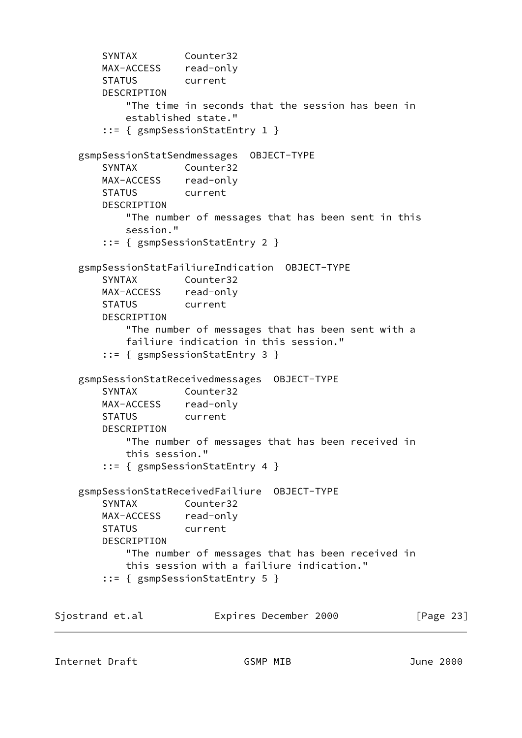```
        SYNTAX        Counter32
        MAX-ACCESS    read-only
        STATUS        current
        DESCRIPTION
            "The time in seconds that the session has been in
            established state."
        ::= { gsmpSessionStatEntry 1 }

    gsmpSessionStatSendmessages  OBJECT-TYPE
        SYNTAX        Counter32
        MAX-ACCESS    read-only
        STATUS        current
        DESCRIPTION
            "The number of messages that has been sent in this
            session."
        ::= { gsmpSessionStatEntry 2 }

    gsmpSessionStatFailiureIndication  OBJECT-TYPE
        SYNTAX        Counter32
        MAX-ACCESS    read-only
        STATUS        current
        DESCRIPTION
            "The number of messages that has been sent with a
            failiure indication in this session."
        ::= { gsmpSessionStatEntry 3 }

    gsmpSessionStatReceivedmessages  OBJECT-TYPE
        SYNTAX        Counter32
        MAX-ACCESS    read-only
        STATUS        current
        DESCRIPTION
            "The number of messages that has been received in
            this session."
        ::= { gsmpSessionStatEntry 4 }

    gsmpSessionStatReceivedFailiure  OBJECT-TYPE
        SYNTAX        Counter32
        MAX-ACCESS    read-only
        STATUS        current
        DESCRIPTION
            "The number of messages that has been received in
            this session with a failiure indication."
        ::= { gsmpSessionStatEntry 5 }
```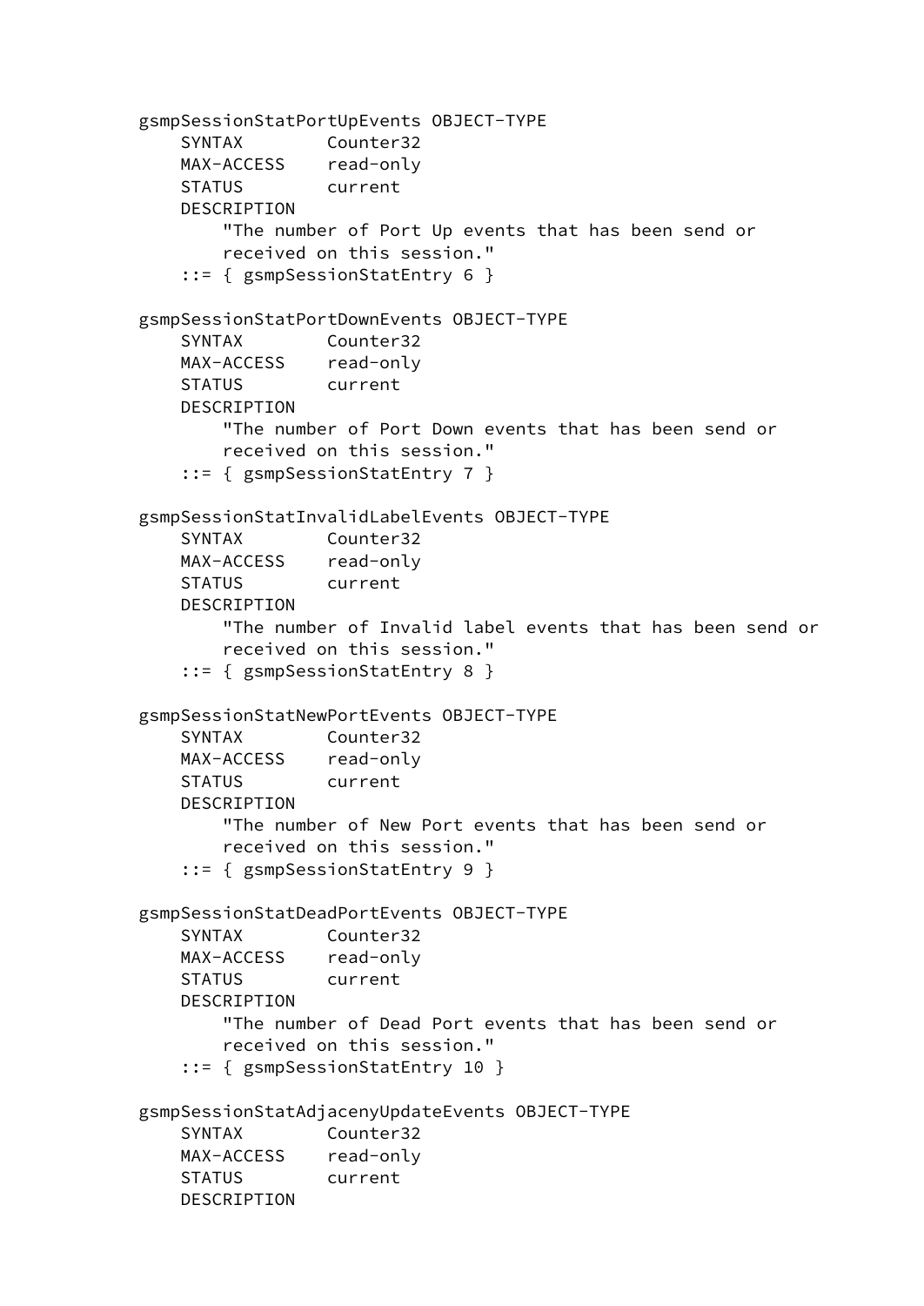```
gsmpSessionStatPortUpEvents OBJECT-TYPE
    SYNTAX        Counter32
    MAX-ACCESS    read-only
    STATUS        current
    DESCRIPTION
        "The number of Port Up events that has been send or
        received on this session."
    ::= { gsmpSessionStatEntry 6 }

gsmpSessionStatPortDownEvents OBJECT-TYPE
    SYNTAX        Counter32
    MAX-ACCESS    read-only
    STATUS        current
    DESCRIPTION
        "The number of Port Down events that has been send or
        received on this session."
    ::= { gsmpSessionStatEntry 7 }

gsmpSessionStatInvalidLabelEvents OBJECT-TYPE
    SYNTAX        Counter32
    MAX-ACCESS    read-only
    STATUS        current
    DESCRIPTION
        "The number of Invalid label events that has been send or
        received on this session."
    ::= { gsmpSessionStatEntry 8 }

gsmpSessionStatNewPortEvents OBJECT-TYPE
    SYNTAX        Counter32
    MAX-ACCESS    read-only
    STATUS        current
    DESCRIPTION
        "The number of New Port events that has been send or
        received on this session."
    ::= { gsmpSessionStatEntry 9 }

gsmpSessionStatDeadPortEvents OBJECT-TYPE
    SYNTAX        Counter32
    MAX-ACCESS    read-only
    STATUS        current
    DESCRIPTION
        "The number of Dead Port events that has been send or
        received on this session."
    ::= { gsmpSessionStatEntry 10 }

gsmpSessionStatAdjacenyUpdateEvents OBJECT-TYPE
    SYNTAX        Counter32
    MAX-ACCESS    read-only
    STATUS        current
    DESCRIPTION
```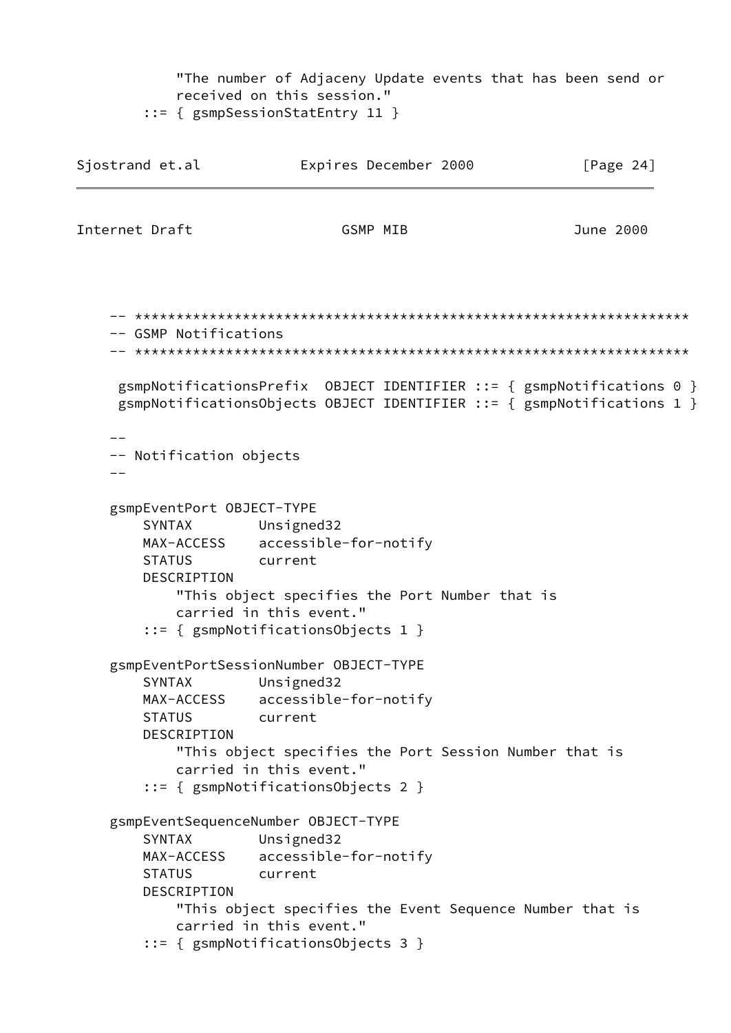```
            "The number of Adjaceny Update events that has been send or
            received on this session."
        ::= { gsmpSessionStatEntry 11 }
```

```
    -- ****************************************************************
    -- GSMP Notifications
    -- ****************************************************************

     gsmpNotificationsPrefix  OBJECT IDENTIFIER ::= { gsmpNotifications 0 }
     gsmpNotificationsObjects OBJECT IDENTIFIER ::= { gsmpNotifications 1 }

    --
    -- Notification objects
    --

    gsmpEventPort OBJECT-TYPE
        SYNTAX        Unsigned32
        MAX-ACCESS    accessible-for-notify
        STATUS        current
        DESCRIPTION
            "This object specifies the Port Number that is
            carried in this event."
        ::= { gsmpNotificationsObjects 1 }

    gsmpEventPortSessionNumber OBJECT-TYPE
        SYNTAX        Unsigned32
        MAX-ACCESS    accessible-for-notify
        STATUS        current
        DESCRIPTION
            "This object specifies the Port Session Number that is
            carried in this event."
        ::= { gsmpNotificationsObjects 2 }

    gsmpEventSequenceNumber OBJECT-TYPE
        SYNTAX        Unsigned32
        MAX-ACCESS    accessible-for-notify
        STATUS        current
        DESCRIPTION
            "This object specifies the Event Sequence Number that is
            carried in this event."
        ::= { gsmpNotificationsObjects 3 }
```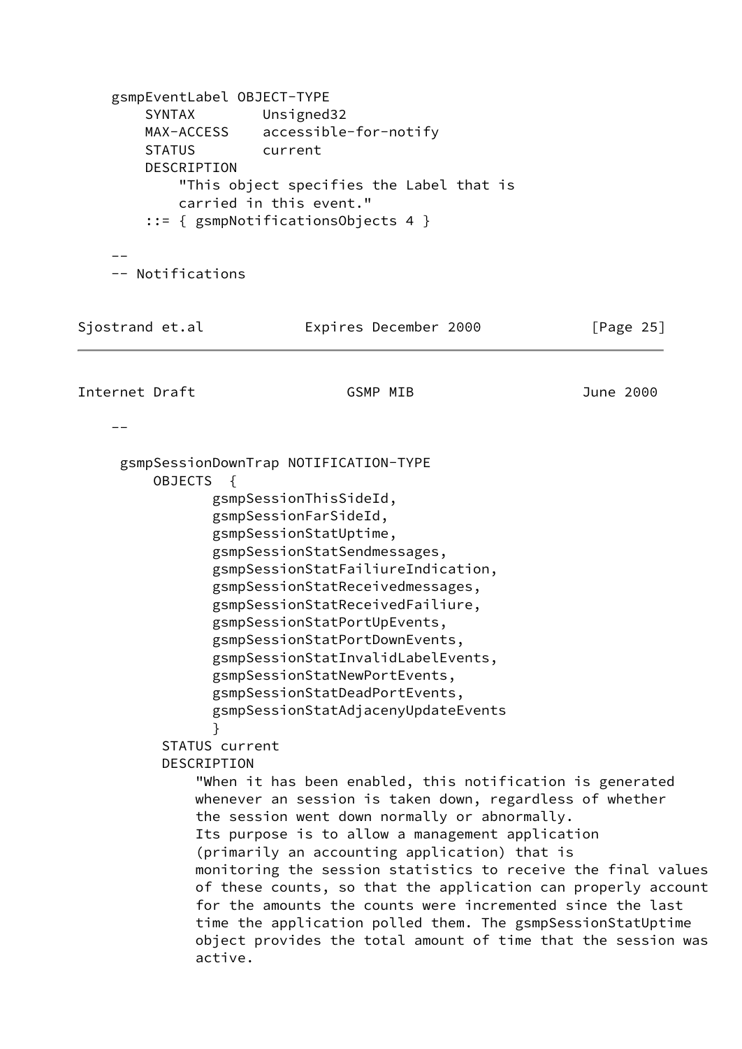```
    gsmpEventLabel OBJECT-TYPE
        SYNTAX        Unsigned32
        MAX-ACCESS    accessible-for-notify
        STATUS        current
        DESCRIPTION
            "This object specifies the Label that is
            carried in this event."
        ::= { gsmpNotificationsObjects 4 }

    --
    -- Notifications
    --

     gsmpSessionDownTrap NOTIFICATION-TYPE
         OBJECTS  {
                gsmpSessionThisSideId,
                gsmpSessionFarSideId,
                gsmpSessionStatUptime,
                gsmpSessionStatSendmessages,
                gsmpSessionStatFailiureIndication,
                gsmpSessionStatReceivedmessages,
                gsmpSessionStatReceivedFailiure,
                gsmpSessionStatPortUpEvents,
                gsmpSessionStatPortDownEvents,
                gsmpSessionStatInvalidLabelEvents,
                gsmpSessionStatNewPortEvents,
                gsmpSessionStatDeadPortEvents,
                gsmpSessionStatAdjacenyUpdateEvents
                }
          STATUS current
          DESCRIPTION
              "When it has been enabled, this notification is generated
              whenever an session is taken down, regardless of whether
              the session went down normally or abnormally.
              Its purpose is to allow a management application
              (primarily an accounting application) that is
              monitoring the session statistics to receive the final values
              of these counts, so that the application can properly account
              for the amounts the counts were incremented since the last
              time the application polled them. The gsmpSessionStatUptime
              object provides the total amount of time that the session was
              active.
```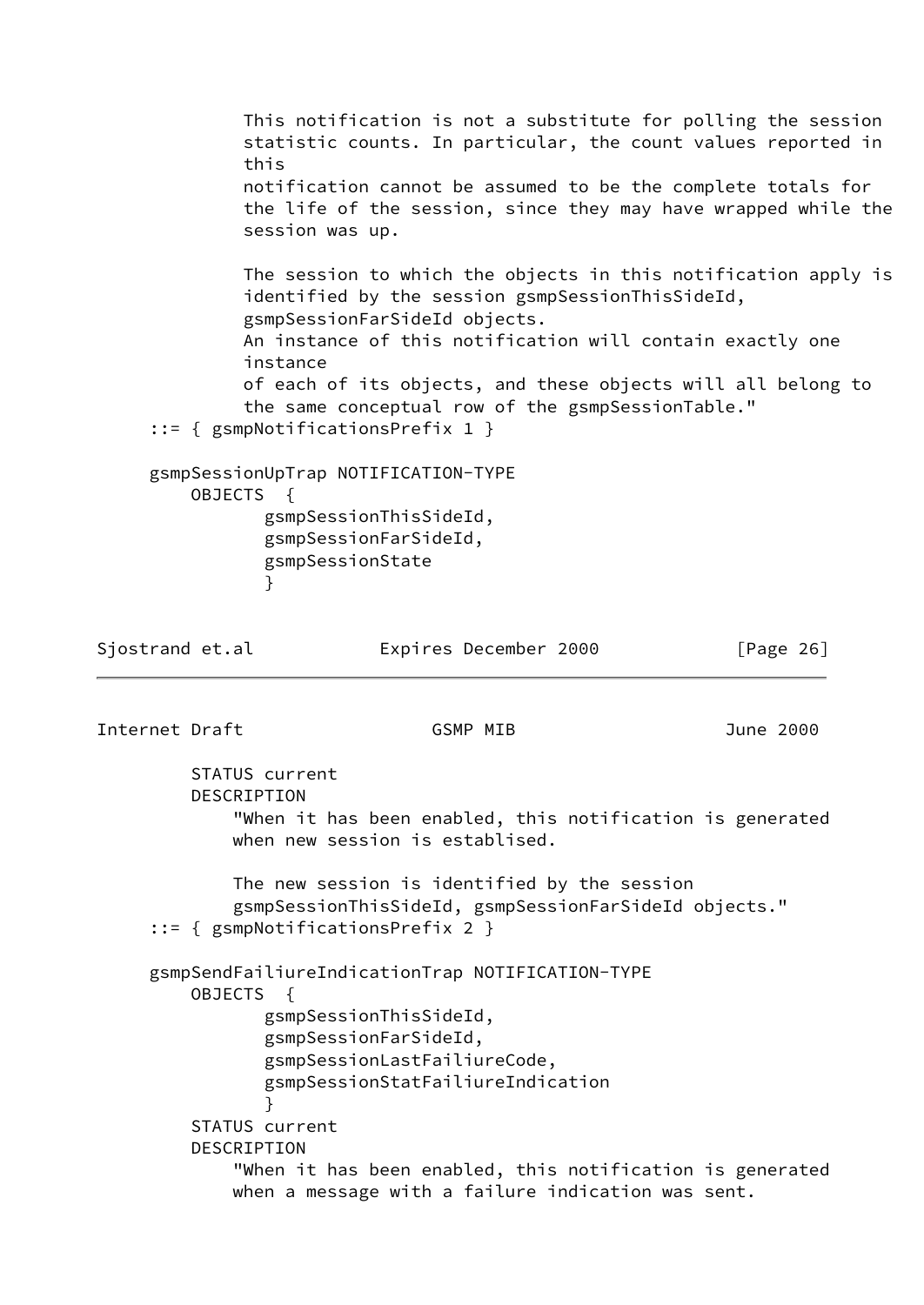```
            This notification is not a substitute for polling the session
            statistic counts. In particular, the count values reported in
            this
            notification cannot be assumed to be the complete totals for
            the life of the session, since they may have wrapped while the
            session was up.

            The session to which the objects in this notification apply is
            identified by the session gsmpSessionThisSideId,
            gsmpSessionFarSideId objects.
            An instance of this notification will contain exactly one
            instance
            of each of its objects, and these objects will all belong to
            the same conceptual row of the gsmpSessionTable."
     ::= { gsmpNotificationsPrefix 1 }

     gsmpSessionUpTrap NOTIFICATION-TYPE
         OBJECTS  {
                gsmpSessionThisSideId,
                gsmpSessionFarSideId,
                gsmpSessionState
                }
```

```
         STATUS current
         DESCRIPTION
             "When it has been enabled, this notification is generated
             when new session is establised.

             The new session is identified by the session
             gsmpSessionThisSideId, gsmpSessionFarSideId objects."
     ::= { gsmpNotificationsPrefix 2 }

     gsmpSendFailiureIndicationTrap NOTIFICATION-TYPE
         OBJECTS  {
                gsmpSessionThisSideId,
                gsmpSessionFarSideId,
                gsmpSessionLastFailiureCode,
                gsmpSessionStatFailiureIndication
                }
         STATUS current
         DESCRIPTION
             "When it has been enabled, this notification is generated
             when a message with a failure indication was sent.
```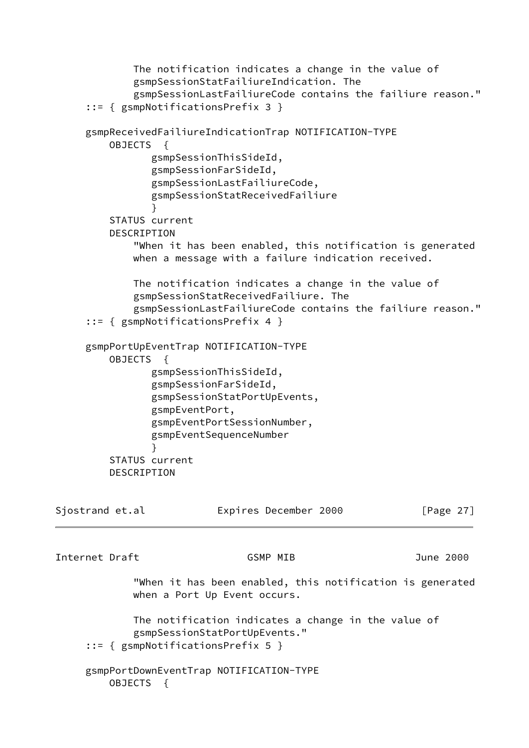```
            The notification indicates a change in the value of
            gsmpSessionStatFailiureIndication. The
            gsmpSessionLastFailiureCode contains the failiure reason."
    ::= { gsmpNotificationsPrefix 3 }

    gsmpReceivedFailiureIndicationTrap NOTIFICATION-TYPE
        OBJECTS  {
              gsmpSessionThisSideId,
              gsmpSessionFarSideId,
              gsmpSessionLastFailiureCode,
              gsmpSessionStatReceivedFailiure
              }
        STATUS current
        DESCRIPTION
            "When it has been enabled, this notification is generated
            when a message with a failure indication received.

            The notification indicates a change in the value of
            gsmpSessionStatReceivedFailiure. The
            gsmpSessionLastFailiureCode contains the failiure reason."
    ::= { gsmpNotificationsPrefix 4 }

    gsmpPortUpEventTrap NOTIFICATION-TYPE
        OBJECTS  {
              gsmpSessionThisSideId,
              gsmpSessionFarSideId,
              gsmpSessionStatPortUpEvents,
              gsmpEventPort,
              gsmpEventPortSessionNumber,
              gsmpEventSequenceNumber
              }
        STATUS current
        DESCRIPTION
            "When it has been enabled, this notification is generated
            when a Port Up Event occurs.

            The notification indicates a change in the value of
            gsmpSessionStatPortUpEvents."
    ::= { gsmpNotificationsPrefix 5 }

    gsmpPortDownEventTrap NOTIFICATION-TYPE
        OBJECTS  {
```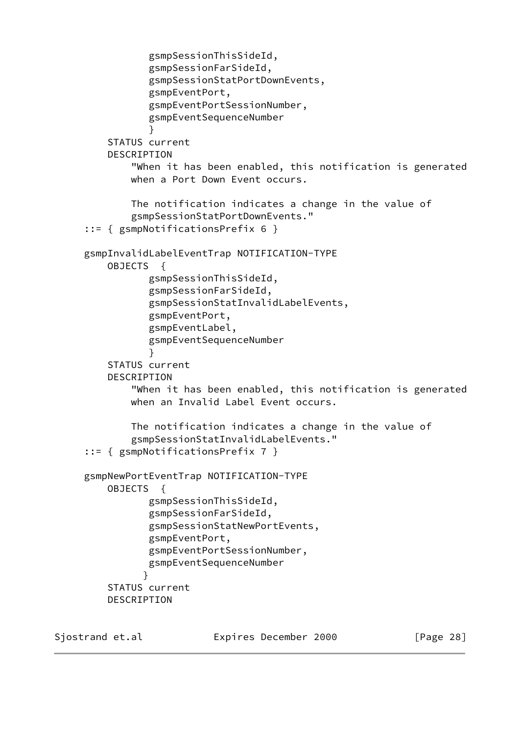```
            gsmpSessionThisSideId,
            gsmpSessionFarSideId,
            gsmpSessionStatPortDownEvents,
            gsmpEventPort,
            gsmpEventPortSessionNumber,
            gsmpEventSequenceNumber
            }
      STATUS current
      DESCRIPTION
          "When it has been enabled, this notification is generated
          when a Port Down Event occurs.

          The notification indicates a change in the value of
          gsmpSessionStatPortDownEvents."
  ::= { gsmpNotificationsPrefix 6 }

  gsmpInvalidLabelEventTrap NOTIFICATION-TYPE
      OBJECTS  {
            gsmpSessionThisSideId,
            gsmpSessionFarSideId,
            gsmpSessionStatInvalidLabelEvents,
            gsmpEventPort,
            gsmpEventLabel,
            gsmpEventSequenceNumber
            }
      STATUS current
      DESCRIPTION
          "When it has been enabled, this notification is generated
          when an Invalid Label Event occurs.

          The notification indicates a change in the value of
          gsmpSessionStatInvalidLabelEvents."
  ::= { gsmpNotificationsPrefix 7 }

  gsmpNewPortEventTrap NOTIFICATION-TYPE
      OBJECTS  {
            gsmpSessionThisSideId,
            gsmpSessionFarSideId,
            gsmpSessionStatNewPortEvents,
            gsmpEventPort,
            gsmpEventPortSessionNumber,
            gsmpEventSequenceNumber
           }
      STATUS current
      DESCRIPTION
```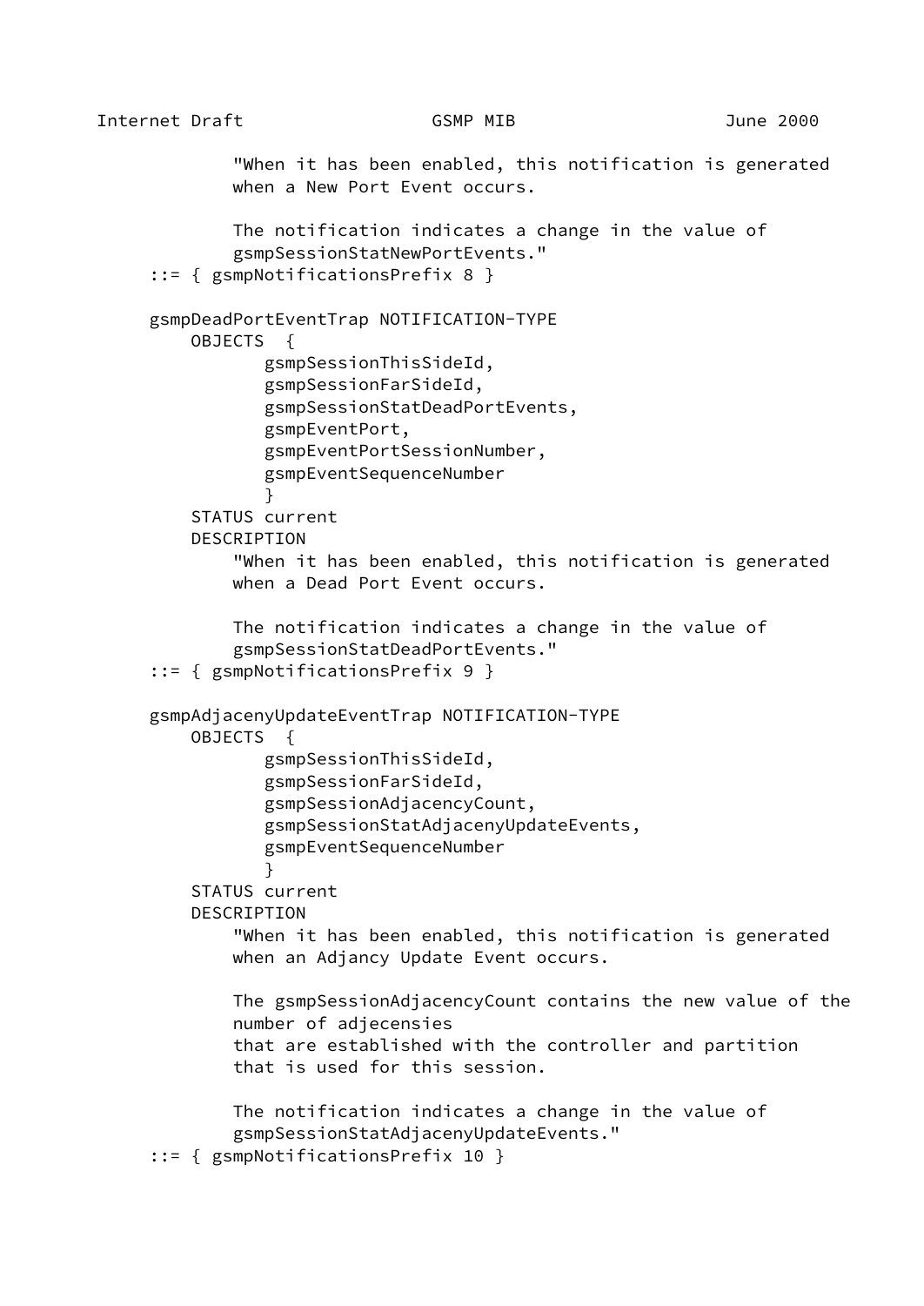```
            "When it has been enabled, this notification is generated
            when a New Port Event occurs.

            The notification indicates a change in the value of
            gsmpSessionStatNewPortEvents."
     ::= { gsmpNotificationsPrefix 8 }

     gsmpDeadPortEventTrap NOTIFICATION-TYPE
         OBJECTS  {
                gsmpSessionThisSideId,
                gsmpSessionFarSideId,
                gsmpSessionStatDeadPortEvents,
                gsmpEventPort,
                gsmpEventPortSessionNumber,
                gsmpEventSequenceNumber
                }
         STATUS current
         DESCRIPTION
            "When it has been enabled, this notification is generated
            when a Dead Port Event occurs.

            The notification indicates a change in the value of
            gsmpSessionStatDeadPortEvents."
     ::= { gsmpNotificationsPrefix 9 }

     gsmpAdjacenyUpdateEventTrap NOTIFICATION-TYPE
         OBJECTS  {
                gsmpSessionThisSideId,
                gsmpSessionFarSideId,
                gsmpSessionAdjacencyCount,
                gsmpSessionStatAdjacenyUpdateEvents,
                gsmpEventSequenceNumber
                }
         STATUS current
         DESCRIPTION
            "When it has been enabled, this notification is generated
            when an Adjancy Update Event occurs.

            The gsmpSessionAdjacencyCount contains the new value of the
            number of adjecensies
            that are established with the controller and partition
            that is used for this session.

            The notification indicates a change in the value of
            gsmpSessionStatAdjacenyUpdateEvents."
     ::= { gsmpNotificationsPrefix 10 }
```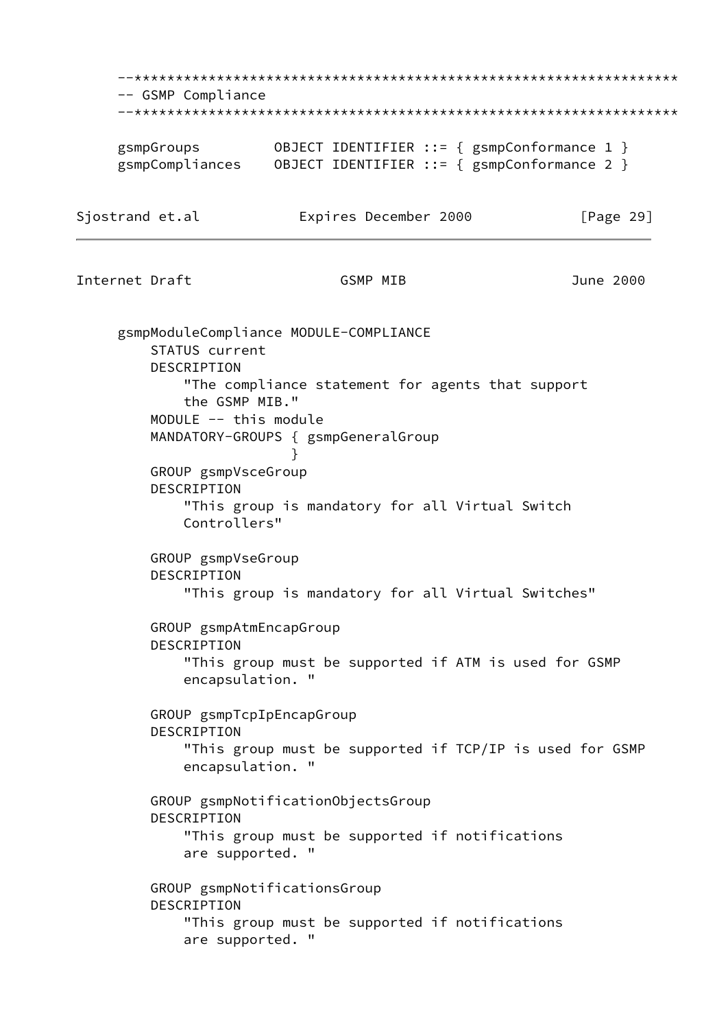```
--****************************************************************
-- GSMP Compliance
--****************************************************************

gsmpGroups         OBJECT IDENTIFIER ::= { gsmpConformance 1 }
gsmpCompliances    OBJECT IDENTIFIER ::= { gsmpConformance 2 }
```

```
gsmpModuleCompliance MODULE-COMPLIANCE
    STATUS current
    DESCRIPTION
        "The compliance statement for agents that support
        the GSMP MIB."
    MODULE -- this module
    MANDATORY-GROUPS { gsmpGeneralGroup
                     }
    GROUP gsmpVsceGroup
    DESCRIPTION
        "This group is mandatory for all Virtual Switch
        Controllers"

    GROUP gsmpVseGroup
    DESCRIPTION
        "This group is mandatory for all Virtual Switches"

    GROUP gsmpAtmEncapGroup
    DESCRIPTION
        "This group must be supported if ATM is used for GSMP
        encapsulation. "

    GROUP gsmpTcpIpEncapGroup
    DESCRIPTION
        "This group must be supported if TCP/IP is used for GSMP
        encapsulation. "

    GROUP gsmpNotificationObjectsGroup
    DESCRIPTION
        "This group must be supported if notifications
        are supported. "

    GROUP gsmpNotificationsGroup
    DESCRIPTION
        "This group must be supported if notifications
        are supported. "
```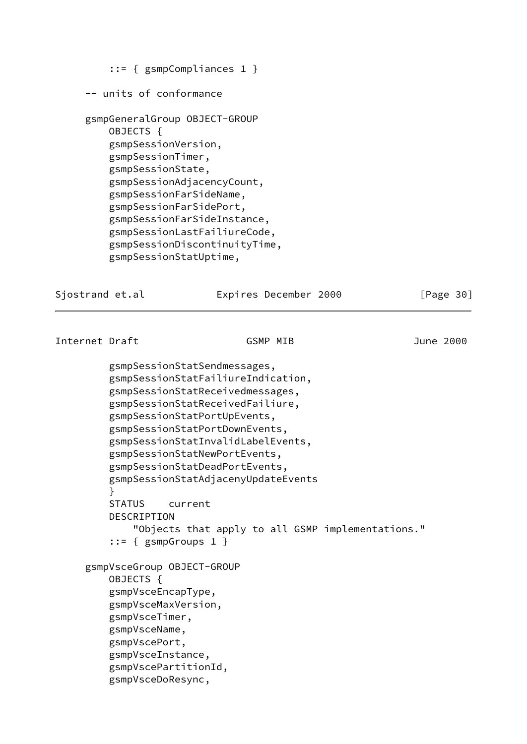```
        ::= { gsmpCompliances 1 }

    -- units of conformance

    gsmpGeneralGroup OBJECT-GROUP
        OBJECTS {
        gsmpSessionVersion,
        gsmpSessionTimer,
        gsmpSessionState,
        gsmpSessionAdjacencyCount,
        gsmpSessionFarSideName,
        gsmpSessionFarSidePort,
        gsmpSessionFarSideInstance,
        gsmpSessionLastFailiureCode,
        gsmpSessionDiscontinuityTime,
        gsmpSessionStatUptime,
        gsmpSessionStatSendmessages,
        gsmpSessionStatFailiureIndication,
        gsmpSessionStatReceivedmessages,
        gsmpSessionStatReceivedFailiure,
        gsmpSessionStatPortUpEvents,
        gsmpSessionStatPortDownEvents,
        gsmpSessionStatInvalidLabelEvents,
        gsmpSessionStatNewPortEvents,
        gsmpSessionStatDeadPortEvents,
        gsmpSessionStatAdjacenyUpdateEvents
        }
        STATUS    current
        DESCRIPTION
            "Objects that apply to all GSMP implementations."
        ::= { gsmpGroups 1 }

    gsmpVsceGroup OBJECT-GROUP
        OBJECTS {
        gsmpVsceEncapType,
        gsmpVsceMaxVersion,
        gsmpVsceTimer,
        gsmpVsceName,
        gsmpVscePort,
        gsmpVsceInstance,
        gsmpVscePartitionId,
        gsmpVsceDoResync,
```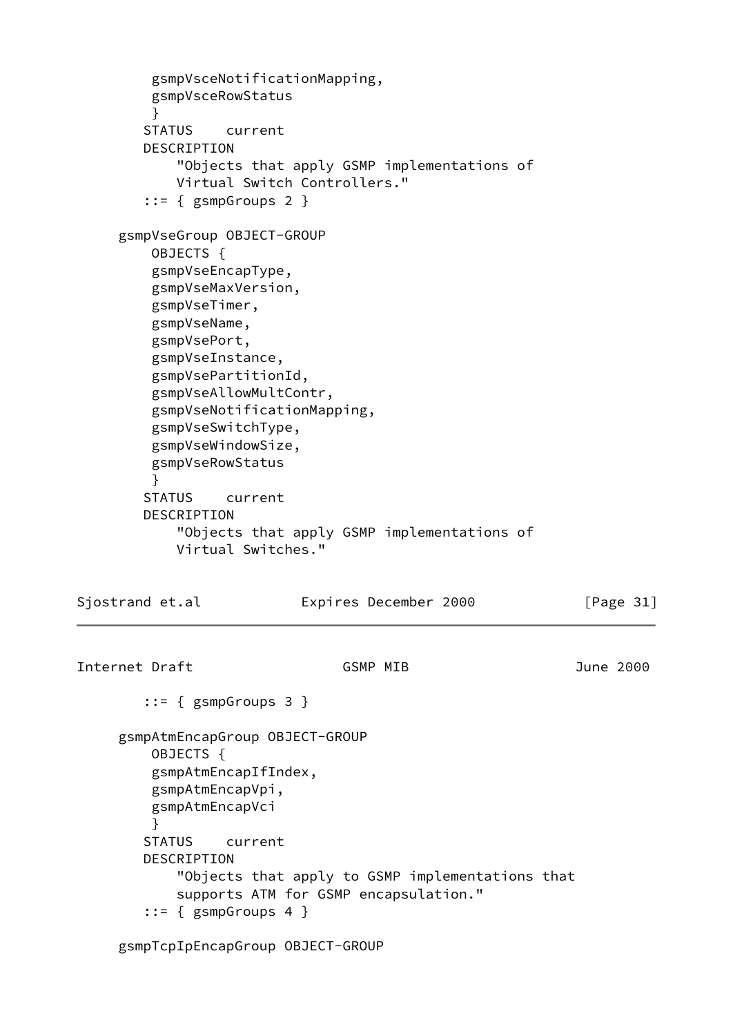```
         gsmpVsceNotificationMapping,
         gsmpVsceRowStatus
         }
        STATUS    current
        DESCRIPTION
            "Objects that apply GSMP implementations of
            Virtual Switch Controllers."
        ::= { gsmpGroups 2 }

     gsmpVseGroup OBJECT-GROUP
         OBJECTS {
         gsmpVseEncapType,
         gsmpVseMaxVersion,
         gsmpVseTimer,
         gsmpVseName,
         gsmpVsePort,
         gsmpVseInstance,
         gsmpVsePartitionId,
         gsmpVseAllowMultContr,
         gsmpVseNotificationMapping,
         gsmpVseSwitchType,
         gsmpVseWindowSize,
         gsmpVseRowStatus
         }
        STATUS    current
        DESCRIPTION
            "Objects that apply GSMP implementations of
            Virtual Switches."
        ::= { gsmpGroups 3 }

     gsmpAtmEncapGroup OBJECT-GROUP
         OBJECTS {
         gsmpAtmEncapIfIndex,
         gsmpAtmEncapVpi,
         gsmpAtmEncapVci
         }
        STATUS    current
        DESCRIPTION
            "Objects that apply to GSMP implementations that
            supports ATM for GSMP encapsulation."
        ::= { gsmpGroups 4 }

     gsmpTcpIpEncapGroup OBJECT-GROUP
```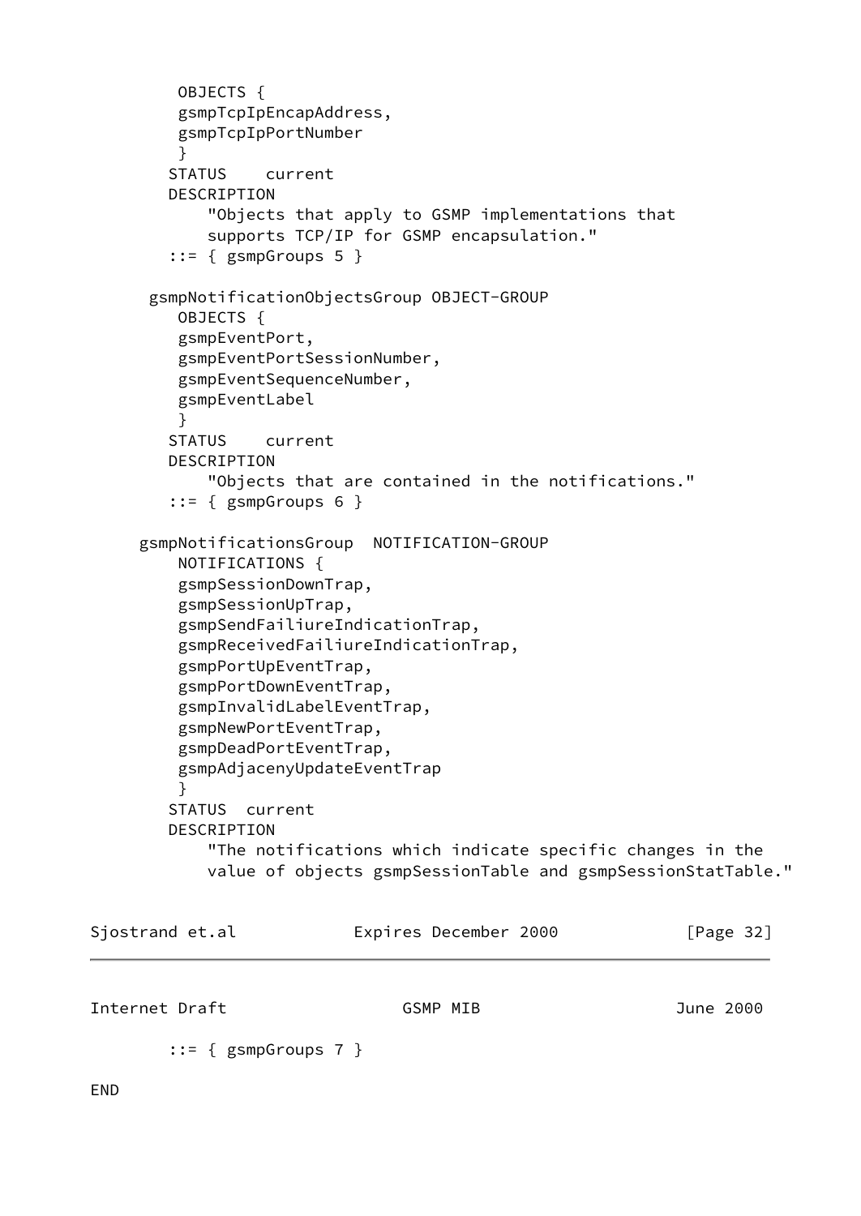```
         OBJECTS {
         gsmpTcpIpEncapAddress,
         gsmpTcpIpPortNumber
         }
        STATUS    current
        DESCRIPTION
            "Objects that apply to GSMP implementations that
            supports TCP/IP for GSMP encapsulation."
        ::= { gsmpGroups 5 }

      gsmpNotificationObjectsGroup OBJECT-GROUP
         OBJECTS {
         gsmpEventPort,
         gsmpEventPortSessionNumber,
         gsmpEventSequenceNumber,
         gsmpEventLabel
         }
        STATUS    current
        DESCRIPTION
            "Objects that are contained in the notifications."
        ::= { gsmpGroups 6 }

     gsmpNotificationsGroup  NOTIFICATION-GROUP
         NOTIFICATIONS {
         gsmpSessionDownTrap,
         gsmpSessionUpTrap,
         gsmpSendFailiureIndicationTrap,
         gsmpReceivedFailiureIndicationTrap,
         gsmpPortUpEventTrap,
         gsmpPortDownEventTrap,
         gsmpInvalidLabelEventTrap,
         gsmpNewPortEventTrap,
         gsmpDeadPortEventTrap,
         gsmpAdjacenyUpdateEventTrap
         }
        STATUS  current
        DESCRIPTION
            "The notifications which indicate specific changes in the
            value of objects gsmpSessionTable and gsmpSessionStatTable."
        ::= { gsmpGroups 7 }

END
```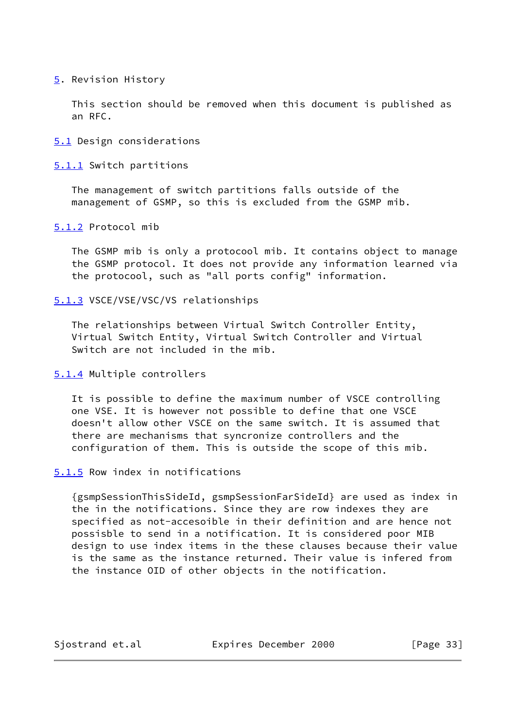# 5. Revision History

This section should be removed when this document is published as an RFC.

## 5.1 Design considerations

### 5.1.1 Switch partitions

The management of switch partitions falls outside of the management of GSMP, so this is excluded from the GSMP mib.

### 5.1.2 Protocol mib

The GSMP mib is only a protocool mib. It contains object to manage the GSMP protocol. It does not provide any information learned via the protocool, such as "all ports config" information.

### 5.1.3 VSCE/VSE/VSC/VS relationships

The relationships between Virtual Switch Controller Entity, Virtual Switch Entity, Virtual Switch Controller and Virtual Switch are not included in the mib.

### 5.1.4 Multiple controllers

It is possible to define the maximum number of VSCE controlling one VSE. It is however not possible to define that one VSCE doesn't allow other VSCE on the same switch. It is assumed that there are mechanisms that syncronize controllers and the configuration of them. This is outside the scope of this mib.

### 5.1.5 Row index in notifications

{gsmpSessionThisSideId, gsmpSessionFarSideId} are used as index in the in the notifications. Since they are row indexes they are specified as not-accesoible in their definition and are hence not possisble to send in a notification. It is considered poor MIB design to use index items in the these clauses because their value is the same as the instance returned. Their value is infered from the instance OID of other objects in the notification.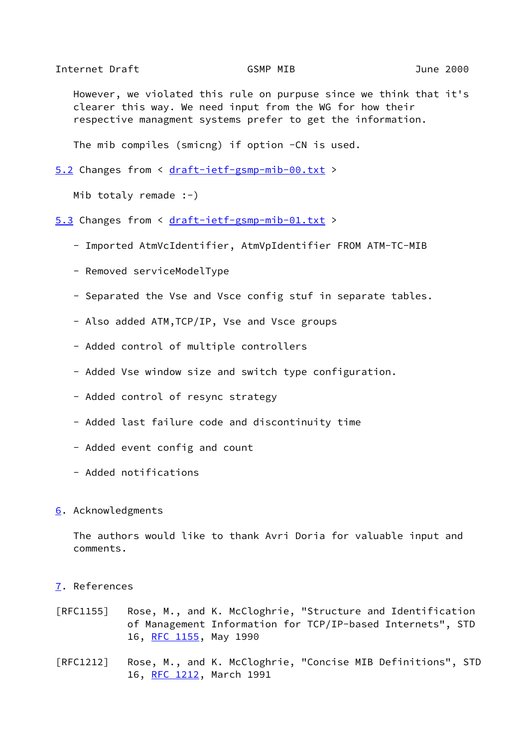However, we violated this rule on purpose since we think that it's clearer this way. We need input from the WG for how their respective managment systems prefer to get the information.

The mib compiles (smicng) if option -CN is used.

### 5.2 Changes from < draft-ietf-gsmp-mib-00.txt >

Mib totaly remade :-)

### 5.3 Changes from < draft-ietf-gsmp-mib-01.txt >

- Imported AtmVcIdentifier, AtmVpIdentifier FROM ATM-TC-MIB

- Removed serviceModelType

- Separated the Vse and Vsce config stuf in separate tables.

- Also added ATM,TCP/IP, Vse and Vsce groups

- Added control of multiple controllers

- Added Vse window size and switch type configuration.

- Added control of resync strategy

- Added last failure code and discontinuity time

- Added event config and count

- Added notifications

## 6. Acknowledgments

The authors would like to thank Avri Doria for valuable input and comments.

## 7. References

[RFC1155] Rose, M., and K. McCloghrie, "Structure and Identification of Management Information for TCP/IP-based Internets", STD 16, RFC 1155, May 1990

[RFC1212] Rose, M., and K. McCloghrie, "Concise MIB Definitions", STD 16, RFC 1212, March 1991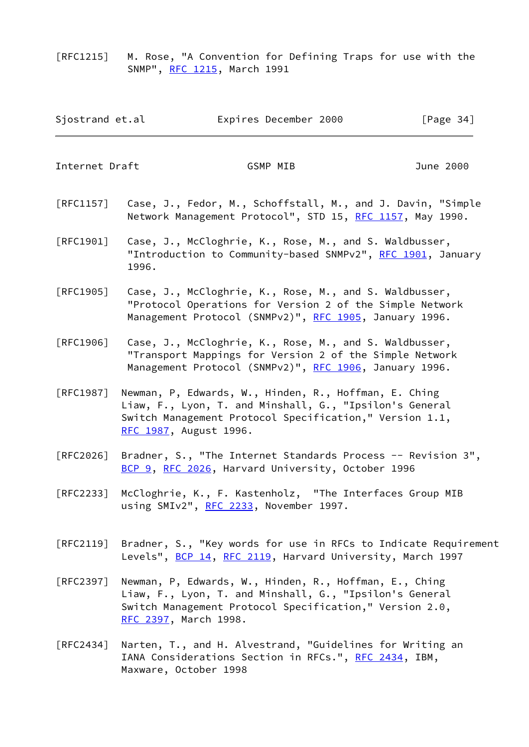[RFC1215] M. Rose, "A Convention for Defining Traps for use with the SNMP", RFC 1215, March 1991

[RFC1157] Case, J., Fedor, M., Schoffstall, M., and J. Davin, "Simple Network Management Protocol", STD 15, RFC 1157, May 1990.

[RFC1901] Case, J., McCloghrie, K., Rose, M., and S. Waldbusser, "Introduction to Community-based SNMPv2", RFC 1901, January 1996.

[RFC1905] Case, J., McCloghrie, K., Rose, M., and S. Waldbusser, "Protocol Operations for Version 2 of the Simple Network Management Protocol (SNMPv2)", RFC 1905, January 1996.

[RFC1906] Case, J., McCloghrie, K., Rose, M., and S. Waldbusser, "Transport Mappings for Version 2 of the Simple Network Management Protocol (SNMPv2)", RFC 1906, January 1996.

[RFC1987] Newman, P, Edwards, W., Hinden, R., Hoffman, E. Ching Liaw, F., Lyon, T. and Minshall, G., "Ipsilon's General Switch Management Protocol Specification," Version 1.1, RFC 1987, August 1996.

[RFC2026] Bradner, S., "The Internet Standards Process -- Revision 3", BCP 9, RFC 2026, Harvard University, October 1996

[RFC2233] McCloghrie, K., F. Kastenholz, "The Interfaces Group MIB using SMIv2", RFC 2233, November 1997.

[RFC2119] Bradner, S., "Key words for use in RFCs to Indicate Requirement Levels", BCP 14, RFC 2119, Harvard University, March 1997

[RFC2397] Newman, P, Edwards, W., Hinden, R., Hoffman, E., Ching Liaw, F., Lyon, T. and Minshall, G., "Ipsilon's General Switch Management Protocol Specification," Version 2.0, RFC 2397, March 1998.

[RFC2434] Narten, T., and H. Alvestrand, "Guidelines for Writing an IANA Considerations Section in RFCs.", RFC 2434, IBM, Maxware, October 1998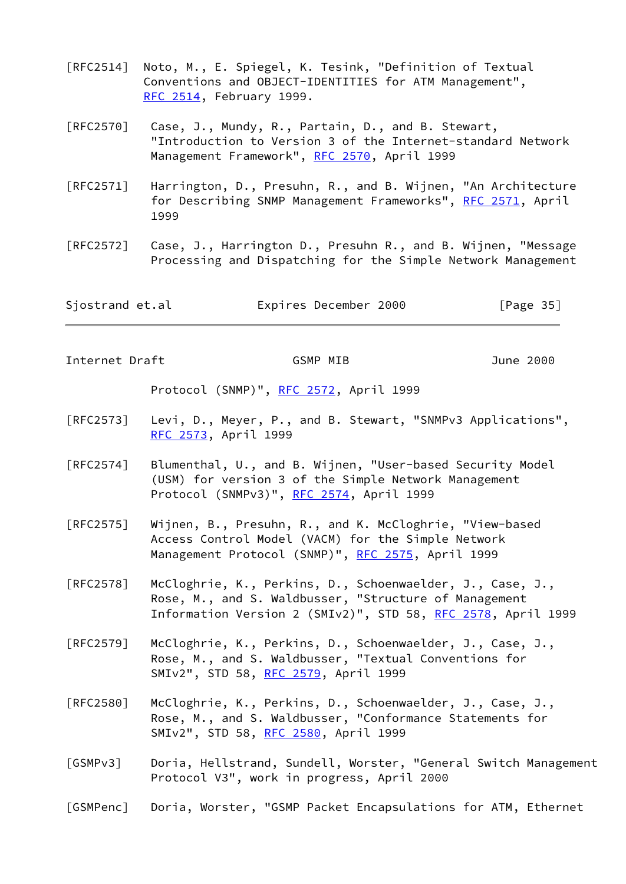[RFC2514] Noto, M., E. Spiegel, K. Tesink, "Definition of Textual Conventions and OBJECT-IDENTITIES for ATM Management", RFC 2514, February 1999.

[RFC2570] Case, J., Mundy, R., Partain, D., and B. Stewart, "Introduction to Version 3 of the Internet-standard Network Management Framework", RFC 2570, April 1999

[RFC2571] Harrington, D., Presuhn, R., and B. Wijnen, "An Architecture for Describing SNMP Management Frameworks", RFC 2571, April 1999

[RFC2572] Case, J., Harrington D., Presuhn R., and B. Wijnen, "Message Processing and Dispatching for the Simple Network Management Protocol (SNMP)", RFC 2572, April 1999

[RFC2573] Levi, D., Meyer, P., and B. Stewart, "SNMPv3 Applications", RFC 2573, April 1999

[RFC2574] Blumenthal, U., and B. Wijnen, "User-based Security Model (USM) for version 3 of the Simple Network Management Protocol (SNMPv3)", RFC 2574, April 1999

[RFC2575] Wijnen, B., Presuhn, R., and K. McCloghrie, "View-based Access Control Model (VACM) for the Simple Network Management Protocol (SNMP)", RFC 2575, April 1999

[RFC2578] McCloghrie, K., Perkins, D., Schoenwaelder, J., Case, J., Rose, M., and S. Waldbusser, "Structure of Management Information Version 2 (SMIv2)", STD 58, RFC 2578, April 1999

[RFC2579] McCloghrie, K., Perkins, D., Schoenwaelder, J., Case, J., Rose, M., and S. Waldbusser, "Textual Conventions for SMIv2", STD 58, RFC 2579, April 1999

[RFC2580] McCloghrie, K., Perkins, D., Schoenwaelder, J., Case, J., Rose, M., and S. Waldbusser, "Conformance Statements for SMIv2", STD 58, RFC 2580, April 1999

[GSMPv3] Doria, Hellstrand, Sundell, Worster, "General Switch Management Protocol V3", work in progress, April 2000

[GSMPenc] Doria, Worster, "GSMP Packet Encapsulations for ATM, Ethernet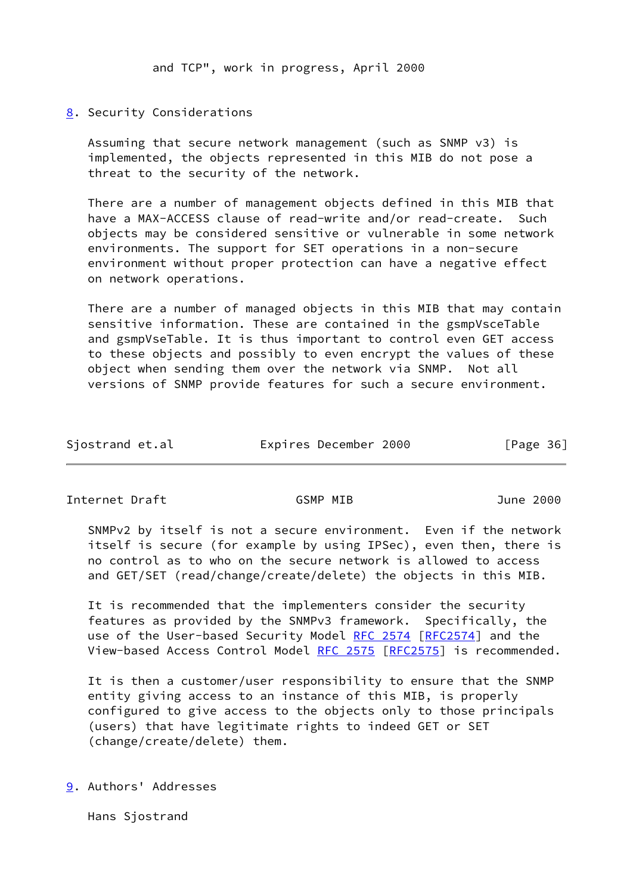and TCP", work in progress, April 2000

## 8. Security Considerations

Assuming that secure network management (such as SNMP v3) is implemented, the objects represented in this MIB do not pose a threat to the security of the network.

There are a number of management objects defined in this MIB that have a MAX-ACCESS clause of read-write and/or read-create. Such objects may be considered sensitive or vulnerable in some network environments. The support for SET operations in a non-secure environment without proper protection can have a negative effect on network operations.

There are a number of managed objects in this MIB that may contain sensitive information. These are contained in the gsmpVsceTable and gsmpVseTable. It is thus important to control even GET access to these objects and possibly to even encrypt the values of these object when sending them over the network via SNMP. Not all versions of SNMP provide features for such a secure environment.

SNMPv2 by itself is not a secure environment. Even if the network itself is secure (for example by using IPSec), even then, there is no control as to who on the secure network is allowed to access and GET/SET (read/change/create/delete) the objects in this MIB.

It is recommended that the implementers consider the security features as provided by the SNMPv3 framework. Specifically, the use of the User-based Security Model RFC 2574 [RFC2574] and the View-based Access Control Model RFC 2575 [RFC2575] is recommended.

It is then a customer/user responsibility to ensure that the SNMP entity giving access to an instance of this MIB, is properly configured to give access to the objects only to those principals (users) that have legitimate rights to indeed GET or SET (change/create/delete) them.

## 9. Authors' Addresses

Hans Sjostrand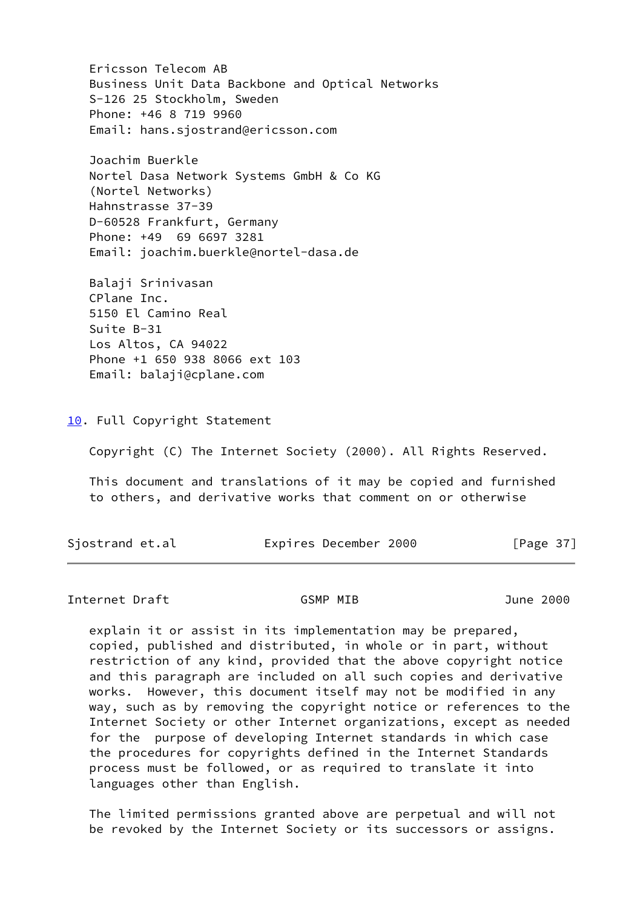Ericsson Telecom AB
Business Unit Data Backbone and Optical Networks
S-126 25 Stockholm, Sweden
Phone: +46 8 719 9960
Email: hans.sjostrand@ericsson.com

Joachim Buerkle
Nortel Dasa Network Systems GmbH & Co KG
(Nortel Networks)
Hahnstrasse 37-39
D-60528 Frankfurt, Germany
Phone: +49 69 6697 3281
Email: joachim.buerkle@nortel-dasa.de

Balaji Srinivasan
CPlane Inc.
5150 El Camino Real
Suite B-31
Los Altos, CA 94022
Phone +1 650 938 8066 ext 103
Email: balaji@cplane.com

## 10. Full Copyright Statement

Copyright (C) The Internet Society (2000). All Rights Reserved.

This document and translations of it may be copied and furnished to others, and derivative works that comment on or otherwise explain it or assist in its implementation may be prepared, copied, published and distributed, in whole or in part, without restriction of any kind, provided that the above copyright notice and this paragraph are included on all such copies and derivative works. However, this document itself may not be modified in any way, such as by removing the copyright notice or references to the Internet Society or other Internet organizations, except as needed for the purpose of developing Internet standards in which case the procedures for copyrights defined in the Internet Standards process must be followed, or as required to translate it into languages other than English.

The limited permissions granted above are perpetual and will not be revoked by the Internet Society or its successors or assigns.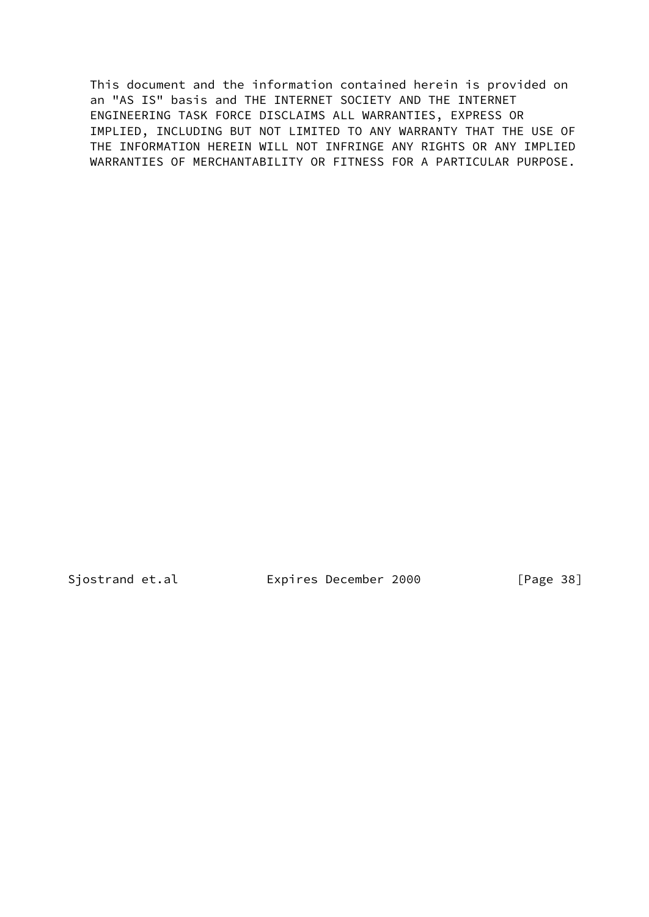This document and the information contained herein is provided on an "AS IS" basis and THE INTERNET SOCIETY AND THE INTERNET ENGINEERING TASK FORCE DISCLAIMS ALL WARRANTIES, EXPRESS OR IMPLIED, INCLUDING BUT NOT LIMITED TO ANY WARRANTY THAT THE USE OF THE INFORMATION HEREIN WILL NOT INFRINGE ANY RIGHTS OR ANY IMPLIED WARRANTIES OF MERCHANTABILITY OR FITNESS FOR A PARTICULAR PURPOSE.